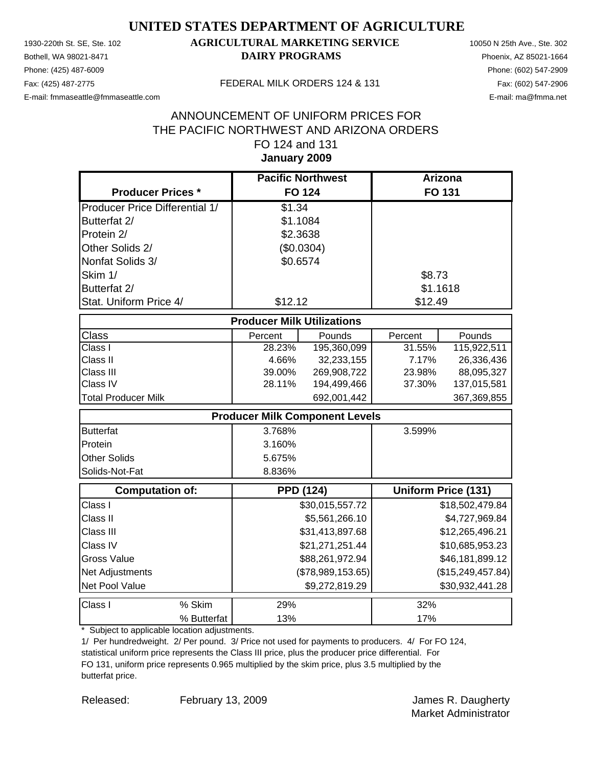# UNITED STATES DEPARTMENT OF AGRICULTURE

1930-220th St. SE, Ste. 102
Bothell, WA 98021-8471
Phone: (425) 487-6009
Fax: (425) 487-2775
E-mail: fmmaseattle@fmmaseattle.com

**AGRICULTURAL MARKETING SERVICE**
**DAIRY PROGRAMS**

FEDERAL MILK ORDERS 124 & 131

10050 N 25th Ave., Ste. 302
Phoenix, AZ 85021-1664
Phone: (602) 547-2909
Fax: (602) 547-2906
E-mail: ma@fmma.net

## ANNOUNCEMENT OF UNIFORM PRICES FOR THE PACIFIC NORTHWEST AND ARIZONA ORDERS FO 124 and 131

**January 2009**

| Producer Prices * | Pacific Northwest FO 124 | Arizona FO 131 |
|---|---|---|
| Producer Price Differential 1/ | $1.34 | |
| Butterfat 2/ | $1.1084 | |
| Protein 2/ | $2.3638 | |
| Other Solids 2/ | ($0.0304) | |
| Nonfat Solids 3/ | $0.6574 | |
| Skim 1/ | | $8.73 |
| Butterfat 2/ | | $1.1618 |
| Stat. Uniform Price 4/ | $12.12 | $12.49 |

| Producer Milk Utilizations | | | | |
|---|---|---|---|---|
| Class | Percent | Pounds | Percent | Pounds |
| Class I | 28.23% | 195,360,099 | 31.55% | 115,922,511 |
| Class II | 4.66% | 32,233,155 | 7.17% | 26,336,436 |
| Class III | 39.00% | 269,908,722 | 23.98% | 88,095,327 |
| Class IV | 28.11% | 194,499,466 | 37.30% | 137,015,581 |
| Total Producer Milk | | 692,001,442 | | 367,369,855 |

| Producer Milk Component Levels | | |
|---|---|---|
| Butterfat | 3.768% | 3.599% |
| Protein | 3.160% | |
| Other Solids | 5.675% | |
| Solids-Not-Fat | 8.836% | |

| Computation of: | PPD (124) | Uniform Price (131) |
|---|---|---|
| Class I | $30,015,557.72 | $18,502,479.84 |
| Class II | $5,561,266.10 | $4,727,969.84 |
| Class III | $31,413,897.68 | $12,265,496.21 |
| Class IV | $21,271,251.44 | $10,685,953.23 |
| Gross Value | $88,261,972.94 | $46,181,899.12 |
| Net Adjustments | ($78,989,153.65) | ($15,249,457.84) |
| Net Pool Value | $9,272,819.29 | $30,932,441.28 |

| | | | |
|---|---|---|---|
| Class I | % Skim | 29% | 32% |
| | % Butterfat | 13% | 17% |

\* Subject to applicable location adjustments.

1/ Per hundredweight. 2/ Per pound. 3/ Price not used for payments to producers. 4/ For FO 124, statistical uniform price represents the Class III price, plus the producer price differential. For FO 131, uniform price represents 0.965 multiplied by the skim price, plus 3.5 multiplied by the butterfat price.

Released: February 13, 2009

James R. Daugherty
Market Administrator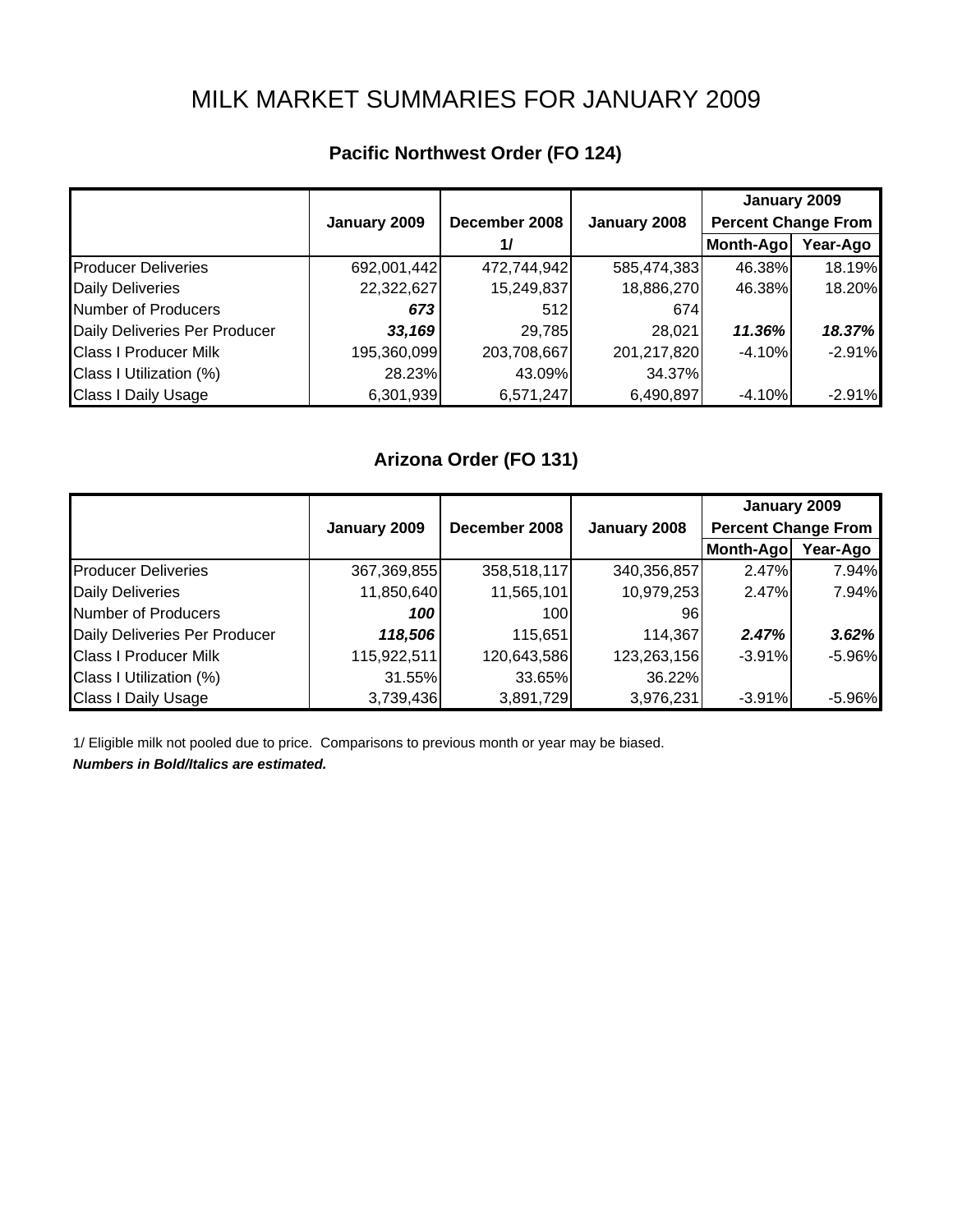# MILK MARKET SUMMARIES FOR JANUARY 2009

## Pacific Northwest Order (FO 124)

| | January 2009 | December 2008 1/ | January 2008 | January 2009 Percent Change From | |
|---|---|---|---|---|---|
| | | | | Month-Ago | Year-Ago |
| Producer Deliveries | 692,001,442 | 472,744,942 | 585,474,383 | 46.38% | 18.19% |
| Daily Deliveries | 22,322,627 | 15,249,837 | 18,886,270 | 46.38% | 18.20% |
| Number of Producers | ***673*** | 512 | 674 | | |
| Daily Deliveries Per Producer | ***33,169*** | 29,785 | 28,021 | ***11.36%*** | ***18.37%*** |
| Class I Producer Milk | 195,360,099 | 203,708,667 | 201,217,820 | -4.10% | -2.91% |
| Class I Utilization (%) | 28.23% | 43.09% | 34.37% | | |
| Class I Daily Usage | 6,301,939 | 6,571,247 | 6,490,897 | -4.10% | -2.91% |

## Arizona Order (FO 131)

| | January 2009 | December 2008 | January 2008 | January 2009 Percent Change From | |
|---|---|---|---|---|---|
| | | | | Month-Ago | Year-Ago |
| Producer Deliveries | 367,369,855 | 358,518,117 | 340,356,857 | 2.47% | 7.94% |
| Daily Deliveries | 11,850,640 | 11,565,101 | 10,979,253 | 2.47% | 7.94% |
| Number of Producers | ***100*** | 100 | 96 | | |
| Daily Deliveries Per Producer | ***118,506*** | 115,651 | 114,367 | ***2.47%*** | ***3.62%*** |
| Class I Producer Milk | 115,922,511 | 120,643,586 | 123,263,156 | -3.91% | -5.96% |
| Class I Utilization (%) | 31.55% | 33.65% | 36.22% | | |
| Class I Daily Usage | 3,739,436 | 3,891,729 | 3,976,231 | -3.91% | -5.96% |

1/ Eligible milk not pooled due to price. Comparisons to previous month or year may be biased.

***Numbers in Bold/Italics are estimated.***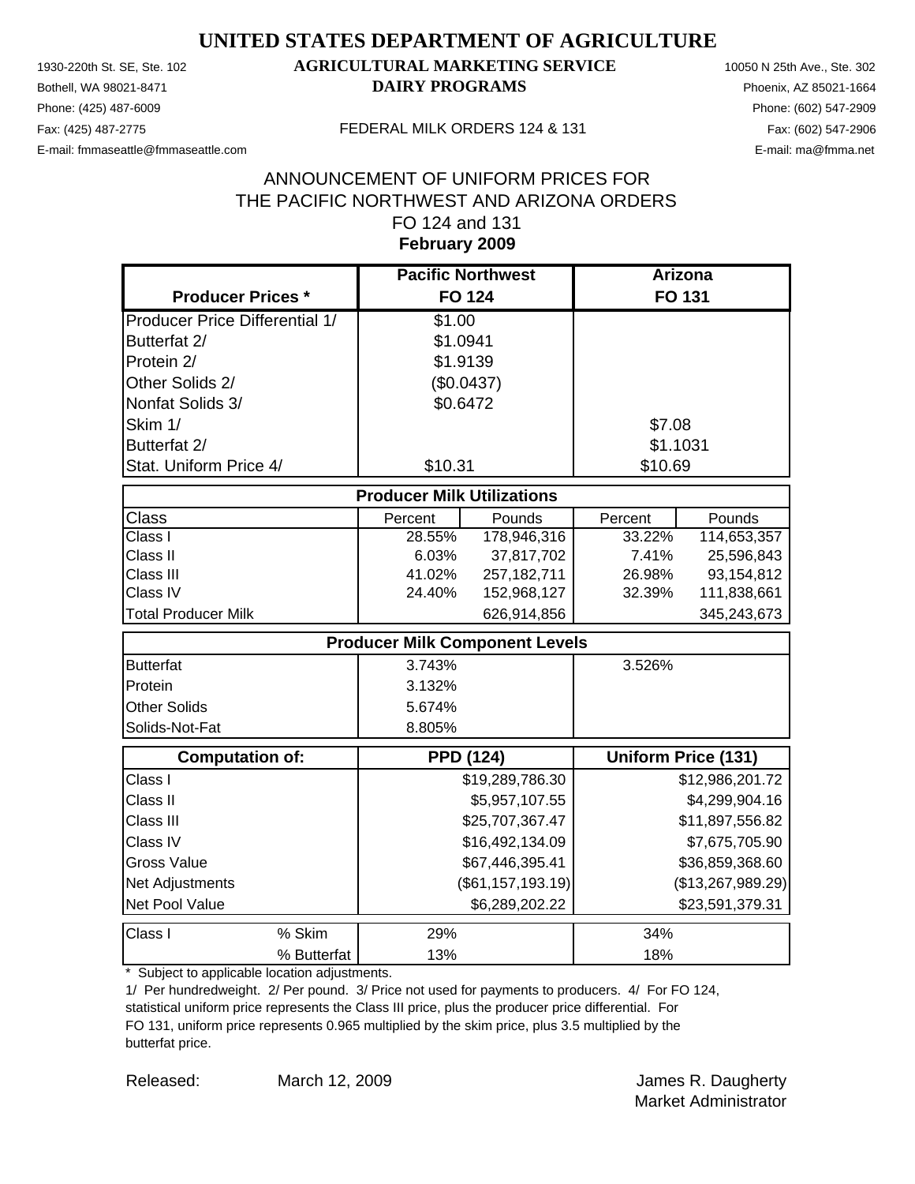# UNITED STATES DEPARTMENT OF AGRICULTURE

1930-220th St. SE, Ste. 102
Bothell, WA 98021-8471
Phone: (425) 487-6009
Fax: (425) 487-2775
E-mail: fmmaseattle@fmmaseattle.com

**AGRICULTURAL MARKETING SERVICE**
**DAIRY PROGRAMS**

FEDERAL MILK ORDERS 124 & 131

10050 N 25th Ave., Ste. 302
Phoenix, AZ 85021-1664
Phone: (602) 547-2909
Fax: (602) 547-2906
E-mail: ma@fmma.net

## ANNOUNCEMENT OF UNIFORM PRICES FOR THE PACIFIC NORTHWEST AND ARIZONA ORDERS FO 124 and 131

## February 2009

| Producer Prices * | Pacific Northwest FO 124 | | Arizona FO 131 | |
|---|---|---|---|---|
| Producer Price Differential 1/ | $1.00 | | | |
| Butterfat 2/ | $1.0941 | | | |
| Protein 2/ | $1.9139 | | | |
| Other Solids 2/ | ($0.0437) | | | |
| Nonfat Solids 3/ | $0.6472 | | | |
| Skim 1/ | | | $7.08 | |
| Butterfat 2/ | | | $1.1031 | |
| Stat. Uniform Price 4/ | $10.31 | | $10.69 | |
| **Producer Milk Utilizations** | | | | |
| Class | Percent | Pounds | Percent | Pounds |
| Class I | 28.55% | 178,946,316 | 33.22% | 114,653,357 |
| Class II | 6.03% | 37,817,702 | 7.41% | 25,596,843 |
| Class III | 41.02% | 257,182,711 | 26.98% | 93,154,812 |
| Class IV | 24.40% | 152,968,127 | 32.39% | 111,838,661 |
| Total Producer Milk | | 626,914,856 | | 345,243,673 |
| **Producer Milk Component Levels** | | | | |
| Butterfat | 3.743% | | 3.526% | |
| Protein | 3.132% | | | |
| Other Solids | 5.674% | | | |
| Solids-Not-Fat | 8.805% | | | |
| **Computation of:** | **PPD (124)** | | **Uniform Price (131)** | |
| Class I | | $19,289,786.30 | | $12,986,201.72 |
| Class II | | $5,957,107.55 | | $4,299,904.16 |
| Class III | | $25,707,367.47 | | $11,897,556.82 |
| Class IV | | $16,492,134.09 | | $7,675,705.90 |
| Gross Value | | $67,446,395.41 | | $36,859,368.60 |
| Net Adjustments | | ($61,157,193.19) | | ($13,267,989.29) |
| Net Pool Value | | $6,289,202.22 | | $23,591,379.31 |
| Class I % Skim | 29% | | 34% | |
| % Butterfat | 13% | | 18% | |

\* Subject to applicable location adjustments.

1/ Per hundredweight. 2/ Per pound. 3/ Price not used for payments to producers. 4/ For FO 124, statistical uniform price represents the Class III price, plus the producer price differential. For FO 131, uniform price represents 0.965 multiplied by the skim price, plus 3.5 multiplied by the butterfat price.

Released: March 12, 2009

James R. Daugherty
Market Administrator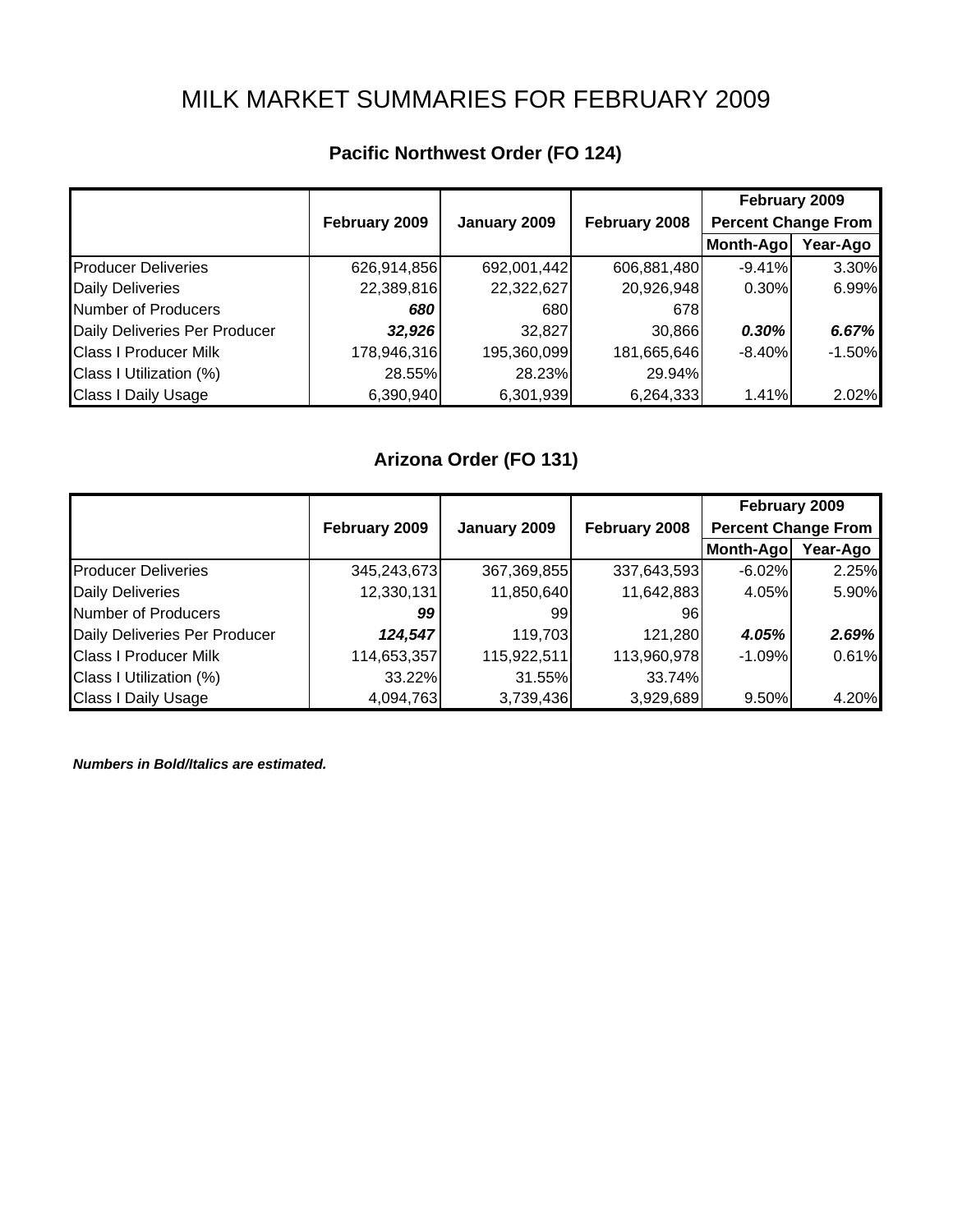# MILK MARKET SUMMARIES FOR FEBRUARY 2009

## Pacific Northwest Order (FO 124)

| | February 2009 | January 2009 | February 2008 | February 2009 Percent Change From | |
|---|---|---|---|---|---|
| | | | | Month-Ago | Year-Ago |
| Producer Deliveries | 626,914,856 | 692,001,442 | 606,881,480 | -9.41% | 3.30% |
| Daily Deliveries | 22,389,816 | 22,322,627 | 20,926,948 | 0.30% | 6.99% |
| Number of Producers | ***680*** | 680 | 678 | | |
| Daily Deliveries Per Producer | ***32,926*** | 32,827 | 30,866 | ***0.30%*** | ***6.67%*** |
| Class I Producer Milk | 178,946,316 | 195,360,099 | 181,665,646 | -8.40% | -1.50% |
| Class I Utilization (%) | 28.55% | 28.23% | 29.94% | | |
| Class I Daily Usage | 6,390,940 | 6,301,939 | 6,264,333 | 1.41% | 2.02% |

## Arizona Order (FO 131)

| | February 2009 | January 2009 | February 2008 | February 2009 Percent Change From | |
|---|---|---|---|---|---|
| | | | | Month-Ago | Year-Ago |
| Producer Deliveries | 345,243,673 | 367,369,855 | 337,643,593 | -6.02% | 2.25% |
| Daily Deliveries | 12,330,131 | 11,850,640 | 11,642,883 | 4.05% | 5.90% |
| Number of Producers | ***99*** | 99 | 96 | | |
| Daily Deliveries Per Producer | ***124,547*** | 119,703 | 121,280 | ***4.05%*** | ***2.69%*** |
| Class I Producer Milk | 114,653,357 | 115,922,511 | 113,960,978 | -1.09% | 0.61% |
| Class I Utilization (%) | 33.22% | 31.55% | 33.74% | | |
| Class I Daily Usage | 4,094,763 | 3,739,436 | 3,929,689 | 9.50% | 4.20% |

***Numbers in Bold/Italics are estimated.***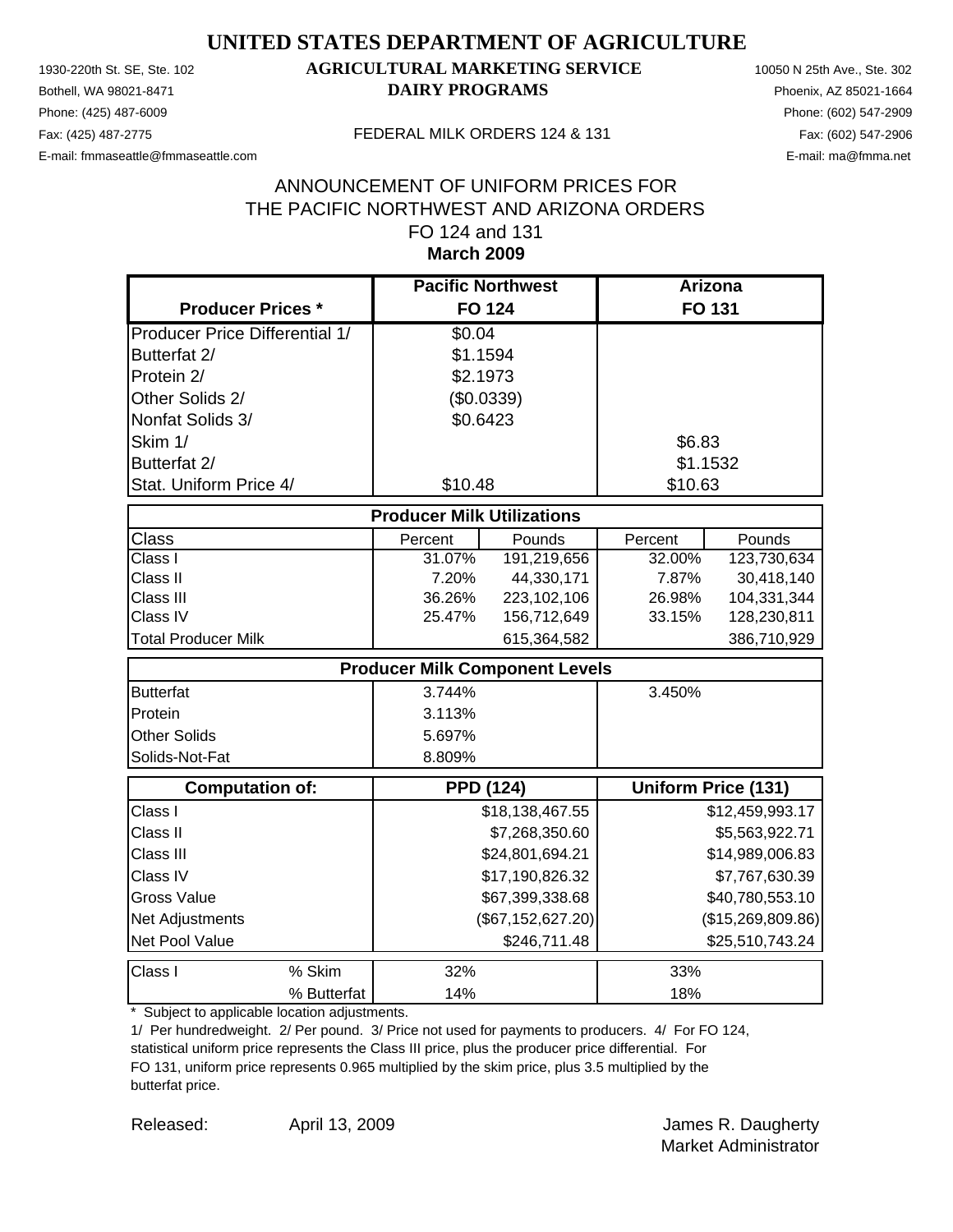# UNITED STATES DEPARTMENT OF AGRICULTURE

1930-220th St. SE, Ste. 102
Bothell, WA 98021-8471
Phone: (425) 487-6009
Fax: (425) 487-2775
E-mail: fmmaseattle@fmmaseattle.com

**AGRICULTURAL MARKETING SERVICE**
**DAIRY PROGRAMS**

FEDERAL MILK ORDERS 124 & 131

10050 N 25th Ave., Ste. 302
Phoenix, AZ 85021-1664
Phone: (602) 547-2909
Fax: (602) 547-2906
E-mail: ma@fmma.net

## ANNOUNCEMENT OF UNIFORM PRICES FOR THE PACIFIC NORTHWEST AND ARIZONA ORDERS FO 124 and 131
## March 2009

| Producer Prices * | Pacific Northwest FO 124 | Arizona FO 131 |
|---|---|---|
| Producer Price Differential 1/ | $0.04 | |
| Butterfat 2/ | $1.1594 | |
| Protein 2/ | $2.1973 | |
| Other Solids 2/ | ($0.0339) | |
| Nonfat Solids 3/ | $0.6423 | |
| Skim 1/ | | $6.83 |
| Butterfat 2/ | | $1.1532 |
| Stat. Uniform Price 4/ | $10.48 | $10.63 |

| Producer Milk Utilizations | | | | |
|---|---|---|---|---|
| Class | Percent | Pounds | Percent | Pounds |
| Class I | 31.07% | 191,219,656 | 32.00% | 123,730,634 |
| Class II | 7.20% | 44,330,171 | 7.87% | 30,418,140 |
| Class III | 36.26% | 223,102,106 | 26.98% | 104,331,344 |
| Class IV | 25.47% | 156,712,649 | 33.15% | 128,230,811 |
| Total Producer Milk | | 615,364,582 | | 386,710,929 |

| Producer Milk Component Levels | | |
|---|---|---|
| Butterfat | 3.744% | 3.450% |
| Protein | 3.113% | |
| Other Solids | 5.697% | |
| Solids-Not-Fat | 8.809% | |

| Computation of: | PPD (124) | Uniform Price (131) |
|---|---|---|
| Class I | $18,138,467.55 | $12,459,993.17 |
| Class II | $7,268,350.60 | $5,563,922.71 |
| Class III | $24,801,694.21 | $14,989,006.83 |
| Class IV | $17,190,826.32 | $7,767,630.39 |
| Gross Value | $67,399,338.68 | $40,780,553.10 |
| Net Adjustments | ($67,152,627.20) | ($15,269,809.86) |
| Net Pool Value | $246,711.48 | $25,510,743.24 |

| | | | |
|---|---|---|---|
| Class I | % Skim | 32% | 33% |
| | % Butterfat | 14% | 18% |

\* Subject to applicable location adjustments.

1/ Per hundredweight. 2/ Per pound. 3/ Price not used for payments to producers. 4/ For FO 124, statistical uniform price represents the Class III price, plus the producer price differential. For FO 131, uniform price represents 0.965 multiplied by the skim price, plus 3.5 multiplied by the butterfat price.

Released: April 13, 2009

James R. Daugherty
Market Administrator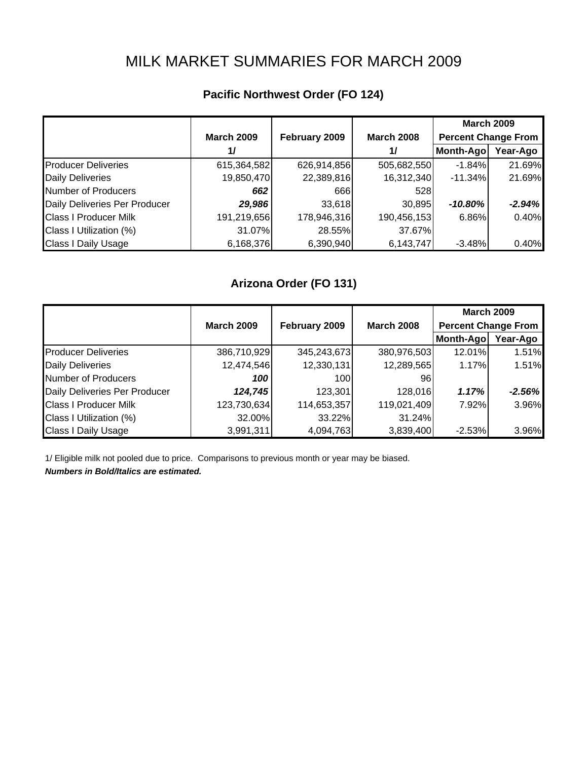# MILK MARKET SUMMARIES FOR MARCH 2009

## Pacific Northwest Order (FO 124)

| | March 2009 1/ | February 2009 | March 2008 1/ | March 2009 Percent Change From Month-Ago | Year-Ago |
|---|---|---|---|---|---|
| Producer Deliveries | 615,364,582 | 626,914,856 | 505,682,550 | -1.84% | 21.69% |
| Daily Deliveries | 19,850,470 | 22,389,816 | 16,312,340 | -11.34% | 21.69% |
| Number of Producers | ***662*** | 666 | 528 | | |
| Daily Deliveries Per Producer | ***29,986*** | 33,618 | 30,895 | ***-10.80%*** | ***-2.94%*** |
| Class I Producer Milk | 191,219,656 | 178,946,316 | 190,456,153 | 6.86% | 0.40% |
| Class I Utilization (%) | 31.07% | 28.55% | 37.67% | | |
| Class I Daily Usage | 6,168,376 | 6,390,940 | 6,143,747 | -3.48% | 0.40% |

## Arizona Order (FO 131)

| | March 2009 | February 2009 | March 2008 | March 2009 Percent Change From Month-Ago | Year-Ago |
|---|---|---|---|---|---|
| Producer Deliveries | 386,710,929 | 345,243,673 | 380,976,503 | 12.01% | 1.51% |
| Daily Deliveries | 12,474,546 | 12,330,131 | 12,289,565 | 1.17% | 1.51% |
| Number of Producers | ***100*** | 100 | 96 | | |
| Daily Deliveries Per Producer | ***124,745*** | 123,301 | 128,016 | ***1.17%*** | ***-2.56%*** |
| Class I Producer Milk | 123,730,634 | 114,653,357 | 119,021,409 | 7.92% | 3.96% |
| Class I Utilization (%) | 32.00% | 33.22% | 31.24% | | |
| Class I Daily Usage | 3,991,311 | 4,094,763 | 3,839,400 | -2.53% | 3.96% |

1/ Eligible milk not pooled due to price. Comparisons to previous month or year may be biased.

***Numbers in Bold/Italics are estimated.***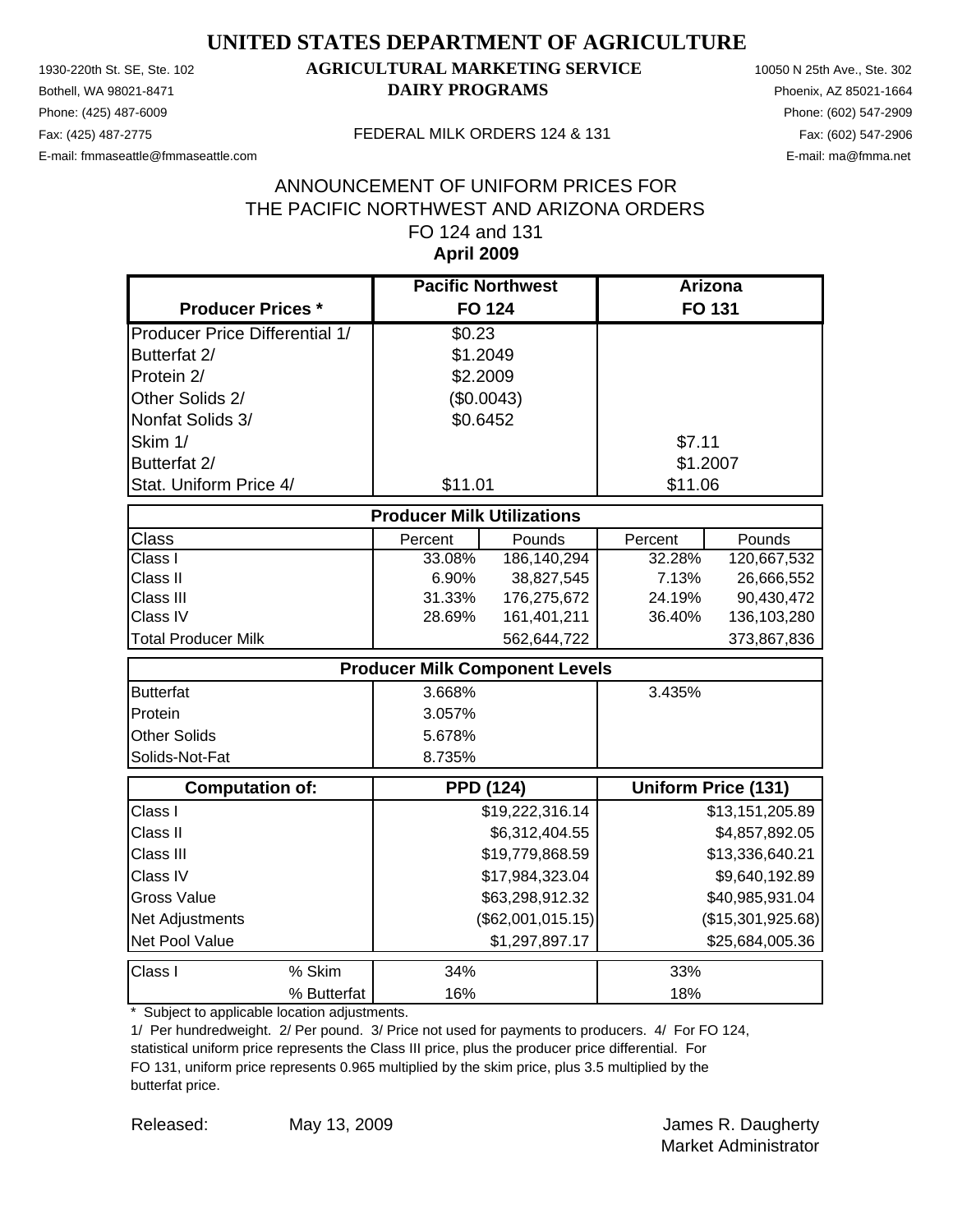# UNITED STATES DEPARTMENT OF AGRICULTURE

1930-220th St. SE, Ste. 102
Bothell, WA 98021-8471
Phone: (425) 487-6009
Fax: (425) 487-2775
E-mail: fmmaseattle@fmmaseattle.com

**AGRICULTURAL MARKETING SERVICE**
**DAIRY PROGRAMS**

FEDERAL MILK ORDERS 124 & 131

10050 N 25th Ave., Ste. 302
Phoenix, AZ 85021-1664
Phone: (602) 547-2909
Fax: (602) 547-2906
E-mail: ma@fmma.net

## ANNOUNCEMENT OF UNIFORM PRICES FOR THE PACIFIC NORTHWEST AND ARIZONA ORDERS FO 124 and 131 April 2009

| Producer Prices * | Pacific Northwest FO 124 | Arizona FO 131 |
|---|---|---|
| Producer Price Differential 1/ | $0.23 | |
| Butterfat 2/ | $1.2049 | |
| Protein 2/ | $2.2009 | |
| Other Solids 2/ | ($0.0043) | |
| Nonfat Solids 3/ | $0.6452 | |
| Skim 1/ | | $7.11 |
| Butterfat 2/ | | $1.2007 |
| Stat. Uniform Price 4/ | $11.01 | $11.06 |

**Producer Milk Utilizations**

| Class | Pacific Northwest Percent | Pacific Northwest Pounds | Arizona Percent | Arizona Pounds |
|---|---|---|---|---|
| Class I | 33.08% | 186,140,294 | 32.28% | 120,667,532 |
| Class II | 6.90% | 38,827,545 | 7.13% | 26,666,552 |
| Class III | 31.33% | 176,275,672 | 24.19% | 90,430,472 |
| Class IV | 28.69% | 161,401,211 | 36.40% | 136,103,280 |
| Total Producer Milk | | 562,644,722 | | 373,867,836 |

**Producer Milk Component Levels**

| | Pacific Northwest | Arizona |
|---|---|---|
| Butterfat | 3.668% | 3.435% |
| Protein | 3.057% | |
| Other Solids | 5.678% | |
| Solids-Not-Fat | 8.735% | |

| Computation of: | PPD (124) | Uniform Price (131) |
|---|---|---|
| Class I | $19,222,316.14 | $13,151,205.89 |
| Class II | $6,312,404.55 | $4,857,892.05 |
| Class III | $19,779,868.59 | $13,336,640.21 |
| Class IV | $17,984,323.04 | $9,640,192.89 |
| Gross Value | $63,298,912.32 | $40,985,931.04 |
| Net Adjustments | ($62,001,015.15) | ($15,301,925.68) |
| Net Pool Value | $1,297,897.17 | $25,684,005.36 |

| | | Pacific Northwest | Arizona |
|---|---|---|---|
| Class I | % Skim | 34% | 33% |
| | % Butterfat | 16% | 18% |

\* Subject to applicable location adjustments.

1/ Per hundredweight. 2/ Per pound. 3/ Price not used for payments to producers. 4/ For FO 124, statistical uniform price represents the Class III price, plus the producer price differential. For FO 131, uniform price represents 0.965 multiplied by the skim price, plus 3.5 multiplied by the butterfat price.

Released: May 13, 2009

James R. Daugherty
Market Administrator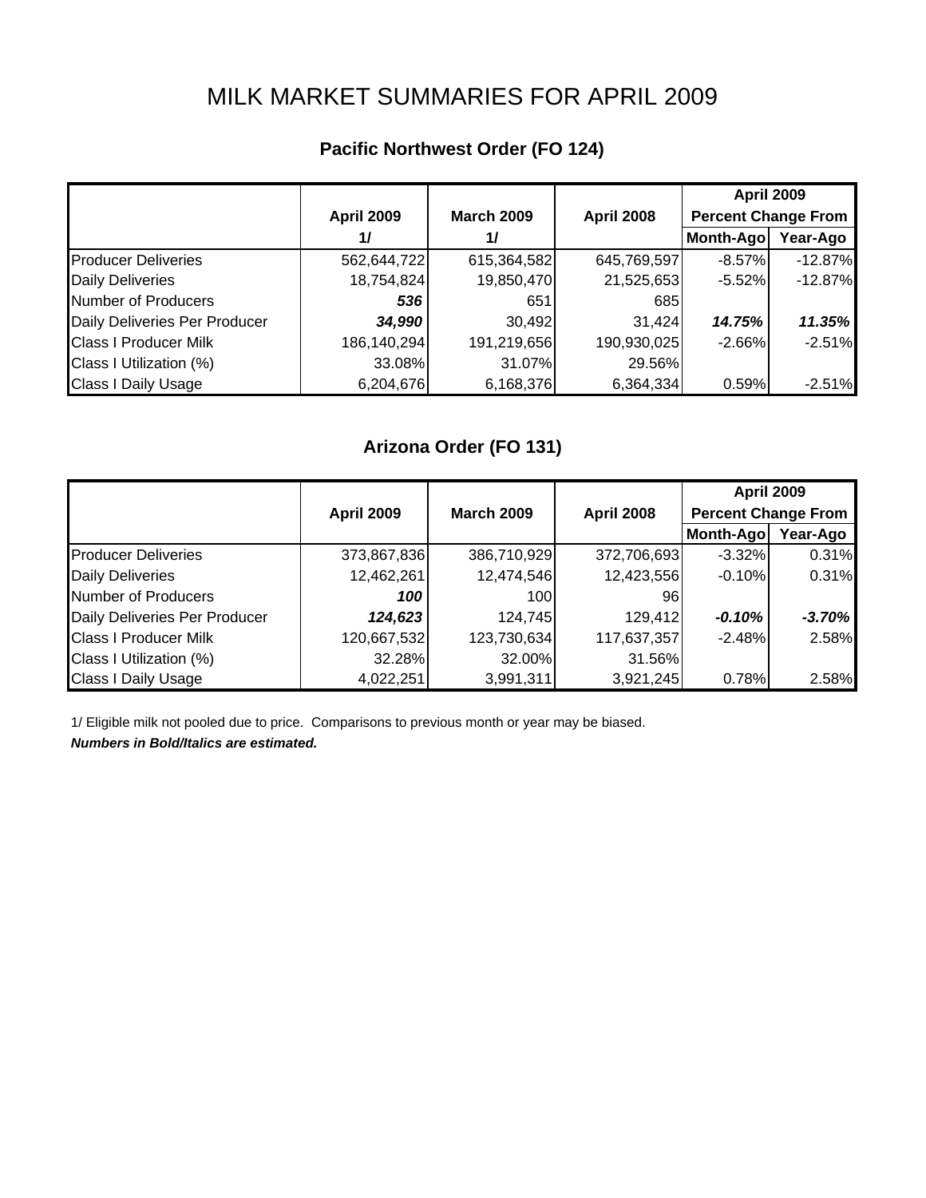# MILK MARKET SUMMARIES FOR APRIL 2009

## Pacific Northwest Order (FO 124)

| | April 2009 1/ | March 2009 1/ | April 2008 | April 2009 Percent Change From Month-Ago | April 2009 Percent Change From Year-Ago |
|---|---|---|---|---|---|
| Producer Deliveries | 562,644,722 | 615,364,582 | 645,769,597 | -8.57% | -12.87% |
| Daily Deliveries | 18,754,824 | 19,850,470 | 21,525,653 | -5.52% | -12.87% |
| Number of Producers | ***536*** | 651 | 685 | | |
| Daily Deliveries Per Producer | ***34,990*** | 30,492 | 31,424 | ***14.75%*** | ***11.35%*** |
| Class I Producer Milk | 186,140,294 | 191,219,656 | 190,930,025 | -2.66% | -2.51% |
| Class I Utilization (%) | 33.08% | 31.07% | 29.56% | | |
| Class I Daily Usage | 6,204,676 | 6,168,376 | 6,364,334 | 0.59% | -2.51% |

## Arizona Order (FO 131)

| | April 2009 | March 2009 | April 2008 | April 2009 Percent Change From Month-Ago | April 2009 Percent Change From Year-Ago |
|---|---|---|---|---|---|
| Producer Deliveries | 373,867,836 | 386,710,929 | 372,706,693 | -3.32% | 0.31% |
| Daily Deliveries | 12,462,261 | 12,474,546 | 12,423,556 | -0.10% | 0.31% |
| Number of Producers | ***100*** | 100 | 96 | | |
| Daily Deliveries Per Producer | ***124,623*** | 124,745 | 129,412 | ***-0.10%*** | ***-3.70%*** |
| Class I Producer Milk | 120,667,532 | 123,730,634 | 117,637,357 | -2.48% | 2.58% |
| Class I Utilization (%) | 32.28% | 32.00% | 31.56% | | |
| Class I Daily Usage | 4,022,251 | 3,991,311 | 3,921,245 | 0.78% | 2.58% |

1/ Eligible milk not pooled due to price. Comparisons to previous month or year may be biased.

***Numbers in Bold/Italics are estimated.***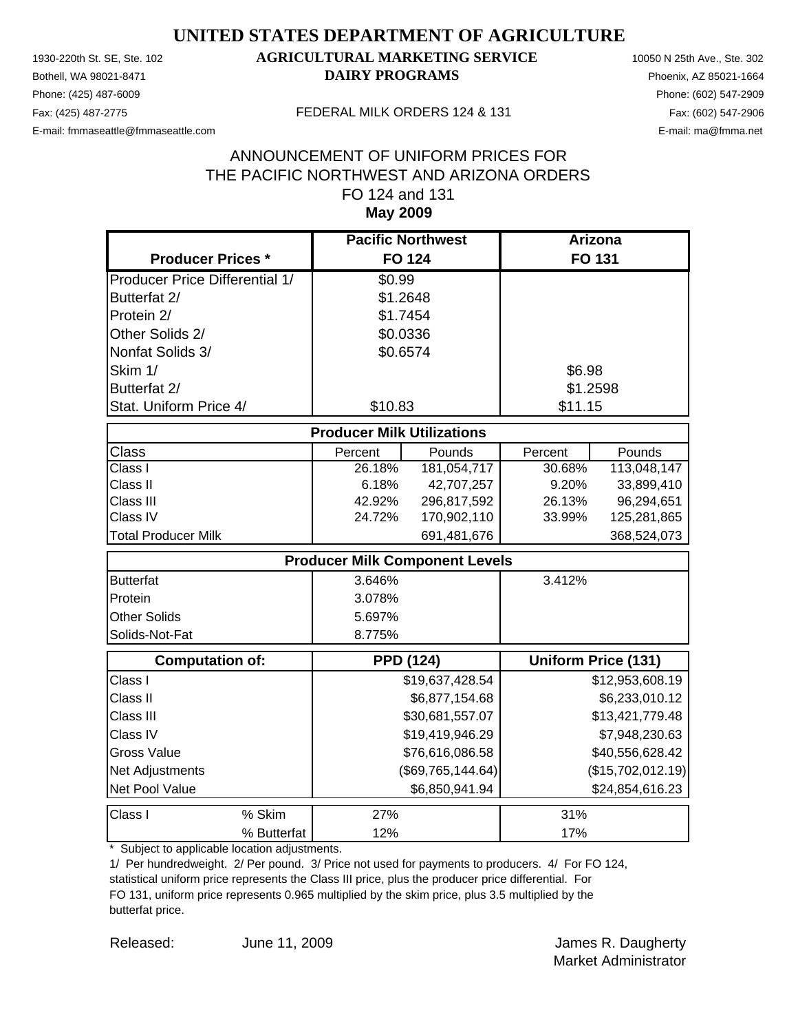# UNITED STATES DEPARTMENT OF AGRICULTURE

## AGRICULTURAL MARKETING SERVICE
## DAIRY PROGRAMS

1930-220th St. SE, Ste. 102
Bothell, WA 98021-8471
Phone: (425) 487-6009
Fax: (425) 487-2775
E-mail: fmmaseattle@fmmaseattle.com

10050 N 25th Ave., Ste. 302
Phoenix, AZ 85021-1664
Phone: (602) 547-2909
Fax: (602) 547-2906
E-mail: ma@fmma.net

FEDERAL MILK ORDERS 124 & 131

ANNOUNCEMENT OF UNIFORM PRICES FOR
THE PACIFIC NORTHWEST AND ARIZONA ORDERS
FO 124 and 131
**May 2009**

| Producer Prices * | Pacific Northwest FO 124 | Arizona FO 131 |
|---|---|---|
| Producer Price Differential 1/ | $0.99 | |
| Butterfat 2/ | $1.2648 | |
| Protein 2/ | $1.7454 | |
| Other Solids 2/ | $0.0336 | |
| Nonfat Solids 3/ | $0.6574 | |
| Skim 1/ | | $6.98 |
| Butterfat 2/ | | $1.2598 |
| Stat. Uniform Price 4/ | $10.83 | $11.15 |

| Producer Milk Utilizations | | | | |
|---|---|---|---|---|
| Class | Percent | Pounds | Percent | Pounds |
| Class I | 26.18% | 181,054,717 | 30.68% | 113,048,147 |
| Class II | 6.18% | 42,707,257 | 9.20% | 33,899,410 |
| Class III | 42.92% | 296,817,592 | 26.13% | 96,294,651 |
| Class IV | 24.72% | 170,902,110 | 33.99% | 125,281,865 |
| Total Producer Milk | | 691,481,676 | | 368,524,073 |

| Producer Milk Component Levels | | |
|---|---|---|
| Butterfat | 3.646% | 3.412% |
| Protein | 3.078% | |
| Other Solids | 5.697% | |
| Solids-Not-Fat | 8.775% | |

| Computation of: | PPD (124) | Uniform Price (131) |
|---|---|---|
| Class I | $19,637,428.54 | $12,953,608.19 |
| Class II | $6,877,154.68 | $6,233,010.12 |
| Class III | $30,681,557.07 | $13,421,779.48 |
| Class IV | $19,419,946.29 | $7,948,230.63 |
| Gross Value | $76,616,086.58 | $40,556,628.42 |
| Net Adjustments | ($69,765,144.64) | ($15,702,012.19) |
| Net Pool Value | $6,850,941.94 | $24,854,616.23 |

| | | | |
|---|---|---|---|
| Class I | % Skim | 27% | 31% |
| | % Butterfat | 12% | 17% |

\* Subject to applicable location adjustments.

1/ Per hundredweight. 2/ Per pound. 3/ Price not used for payments to producers. 4/ For FO 124, statistical uniform price represents the Class III price, plus the producer price differential. For FO 131, uniform price represents 0.965 multiplied by the skim price, plus 3.5 multiplied by the butterfat price.

Released: June 11, 2009

James R. Daugherty
Market Administrator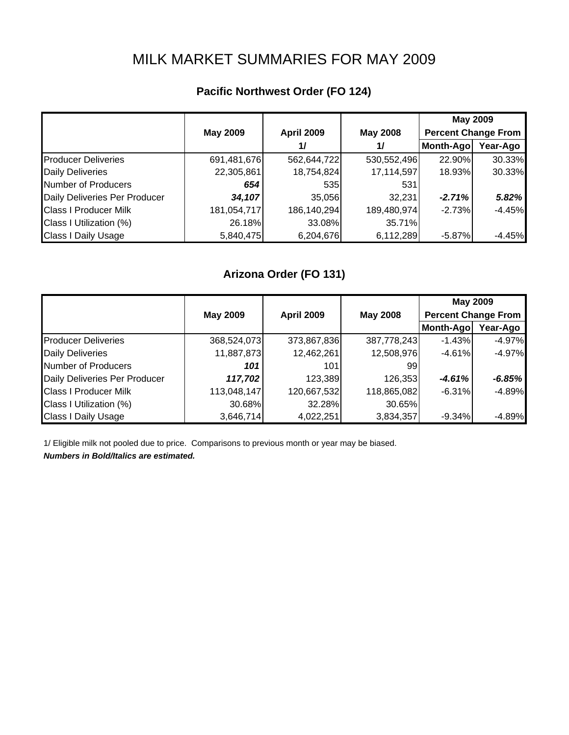# MILK MARKET SUMMARIES FOR MAY 2009

## Pacific Northwest Order (FO 124)

| | May 2009 | April 2009 1/ | May 2008 1/ | May 2009 Percent Change From Month-Ago | Year-Ago |
|---|---|---|---|---|---|
| Producer Deliveries | 691,481,676 | 562,644,722 | 530,552,496 | 22.90% | 30.33% |
| Daily Deliveries | 22,305,861 | 18,754,824 | 17,114,597 | 18.93% | 30.33% |
| Number of Producers | ***654*** | 535 | 531 | | |
| Daily Deliveries Per Producer | ***34,107*** | 35,056 | 32,231 | ***-2.71%*** | ***5.82%*** |
| Class I Producer Milk | 181,054,717 | 186,140,294 | 189,480,974 | -2.73% | -4.45% |
| Class I Utilization (%) | 26.18% | 33.08% | 35.71% | | |
| Class I Daily Usage | 5,840,475 | 6,204,676 | 6,112,289 | -5.87% | -4.45% |

## Arizona Order (FO 131)

| | May 2009 | April 2009 | May 2008 | May 2009 Percent Change From Month-Ago | Year-Ago |
|---|---|---|---|---|---|
| Producer Deliveries | 368,524,073 | 373,867,836 | 387,778,243 | -1.43% | -4.97% |
| Daily Deliveries | 11,887,873 | 12,462,261 | 12,508,976 | -4.61% | -4.97% |
| Number of Producers | ***101*** | 101 | 99 | | |
| Daily Deliveries Per Producer | ***117,702*** | 123,389 | 126,353 | ***-4.61%*** | ***-6.85%*** |
| Class I Producer Milk | 113,048,147 | 120,667,532 | 118,865,082 | -6.31% | -4.89% |
| Class I Utilization (%) | 30.68% | 32.28% | 30.65% | | |
| Class I Daily Usage | 3,646,714 | 4,022,251 | 3,834,357 | -9.34% | -4.89% |

1/ Eligible milk not pooled due to price. Comparisons to previous month or year may be biased.

***Numbers in Bold/Italics are estimated.***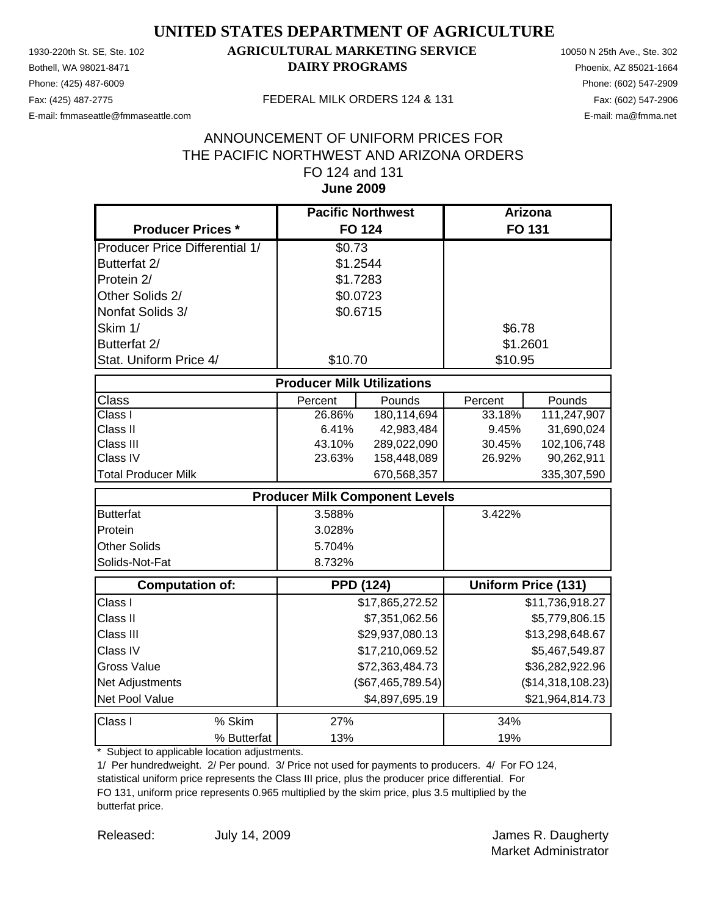# UNITED STATES DEPARTMENT OF AGRICULTURE

1930-220th St. SE, Ste. 102
Bothell, WA 98021-8471
Phone: (425) 487-6009
Fax: (425) 487-2775
E-mail: fmmaseattle@fmmaseattle.com

**AGRICULTURAL MARKETING SERVICE**
**DAIRY PROGRAMS**

FEDERAL MILK ORDERS 124 & 131

10050 N 25th Ave., Ste. 302
Phoenix, AZ 85021-1664
Phone: (602) 547-2909
Fax: (602) 547-2906
E-mail: ma@fmma.net

## ANNOUNCEMENT OF UNIFORM PRICES FOR THE PACIFIC NORTHWEST AND ARIZONA ORDERS FO 124 and 131

**June 2009**

| **Producer Prices *** | **Pacific Northwest FO 124** | **Arizona FO 131** |
|---|---|---|
| Producer Price Differential 1/ | $0.73 | |
| Butterfat 2/ | $1.2544 | |
| Protein 2/ | $1.7283 | |
| Other Solids 2/ | $0.0723 | |
| Nonfat Solids 3/ | $0.6715 | |
| Skim 1/ | | $6.78 |
| Butterfat 2/ | | $1.2601 |
| Stat. Uniform Price 4/ | $10.70 | $10.95 |

| **Producer Milk Utilizations** | | | | |
|---|---|---|---|---|
| Class | Percent | Pounds | Percent | Pounds |
| Class I | 26.86% | 180,114,694 | 33.18% | 111,247,907 |
| Class II | 6.41% | 42,983,484 | 9.45% | 31,690,024 |
| Class III | 43.10% | 289,022,090 | 30.45% | 102,106,748 |
| Class IV | 23.63% | 158,448,089 | 26.92% | 90,262,911 |
| Total Producer Milk | | 670,568,357 | | 335,307,590 |

| **Producer Milk Component Levels** | | |
|---|---|---|
| Butterfat | 3.588% | 3.422% |
| Protein | 3.028% | |
| Other Solids | 5.704% | |
| Solids-Not-Fat | 8.732% | |

| **Computation of:** | **PPD (124)** | **Uniform Price (131)** |
|---|---|---|
| Class I | $17,865,272.52 | $11,736,918.27 |
| Class II | $7,351,062.56 | $5,779,806.15 |
| Class III | $29,937,080.13 | $13,298,648.67 |
| Class IV | $17,210,069.52 | $5,467,549.87 |
| Gross Value | $72,363,484.73 | $36,282,922.96 |
| Net Adjustments | ($67,465,789.54) | ($14,318,108.23) |
| Net Pool Value | $4,897,695.19 | $21,964,814.73 |

| | | | |
|---|---|---|---|
| Class I | % Skim | 27% | 34% |
| | % Butterfat | 13% | 19% |

\* Subject to applicable location adjustments.

1/ Per hundredweight. 2/ Per pound. 3/ Price not used for payments to producers. 4/ For FO 124, statistical uniform price represents the Class III price, plus the producer price differential. For FO 131, uniform price represents 0.965 multiplied by the skim price, plus 3.5 multiplied by the butterfat price.

Released: July 14, 2009

James R. Daugherty
Market Administrator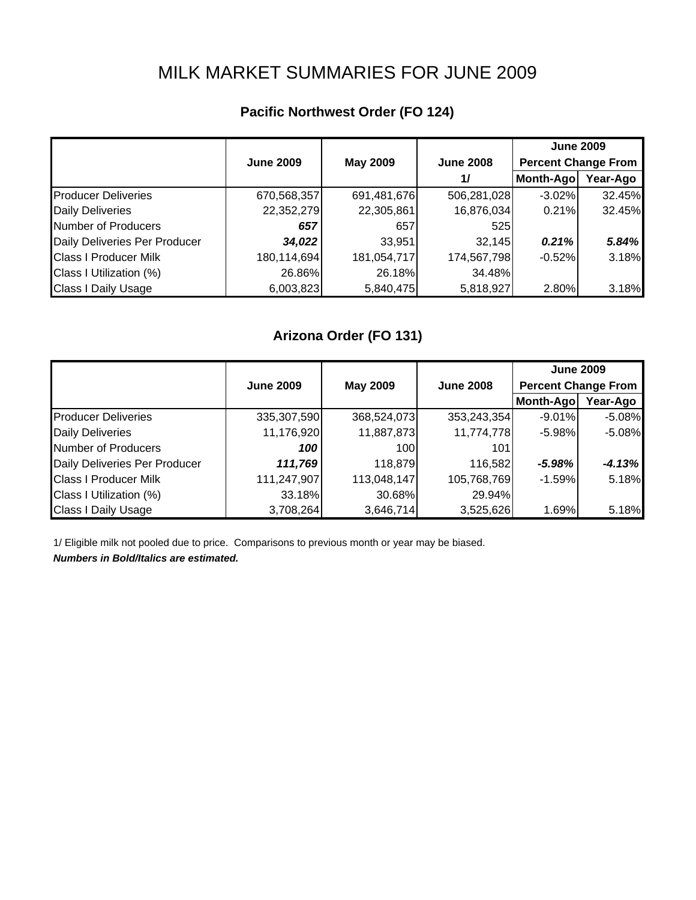# MILK MARKET SUMMARIES FOR JUNE 2009

## Pacific Northwest Order (FO 124)

| | June 2009 | May 2009 | June 2008 1/ | June 2009 Percent Change From | |
|---|---|---|---|---|---|
| | | | | Month-Ago | Year-Ago |
| Producer Deliveries | 670,568,357 | 691,481,676 | 506,281,028 | -3.02% | 32.45% |
| Daily Deliveries | 22,352,279 | 22,305,861 | 16,876,034 | 0.21% | 32.45% |
| Number of Producers | ***657*** | 657 | 525 | | |
| Daily Deliveries Per Producer | ***34,022*** | 33,951 | 32,145 | ***0.21%*** | ***5.84%*** |
| Class I Producer Milk | 180,114,694 | 181,054,717 | 174,567,798 | -0.52% | 3.18% |
| Class I Utilization (%) | 26.86% | 26.18% | 34.48% | | |
| Class I Daily Usage | 6,003,823 | 5,840,475 | 5,818,927 | 2.80% | 3.18% |

## Arizona Order (FO 131)

| | June 2009 | May 2009 | June 2008 | June 2009 Percent Change From | |
|---|---|---|---|---|---|
| | | | | Month-Ago | Year-Ago |
| Producer Deliveries | 335,307,590 | 368,524,073 | 353,243,354 | -9.01% | -5.08% |
| Daily Deliveries | 11,176,920 | 11,887,873 | 11,774,778 | -5.98% | -5.08% |
| Number of Producers | ***100*** | 100 | 101 | | |
| Daily Deliveries Per Producer | ***111,769*** | 118,879 | 116,582 | ***-5.98%*** | ***-4.13%*** |
| Class I Producer Milk | 111,247,907 | 113,048,147 | 105,768,769 | -1.59% | 5.18% |
| Class I Utilization (%) | 33.18% | 30.68% | 29.94% | | |
| Class I Daily Usage | 3,708,264 | 3,646,714 | 3,525,626 | 1.69% | 5.18% |

1/ Eligible milk not pooled due to price. Comparisons to previous month or year may be biased.

***Numbers in Bold/Italics are estimated.***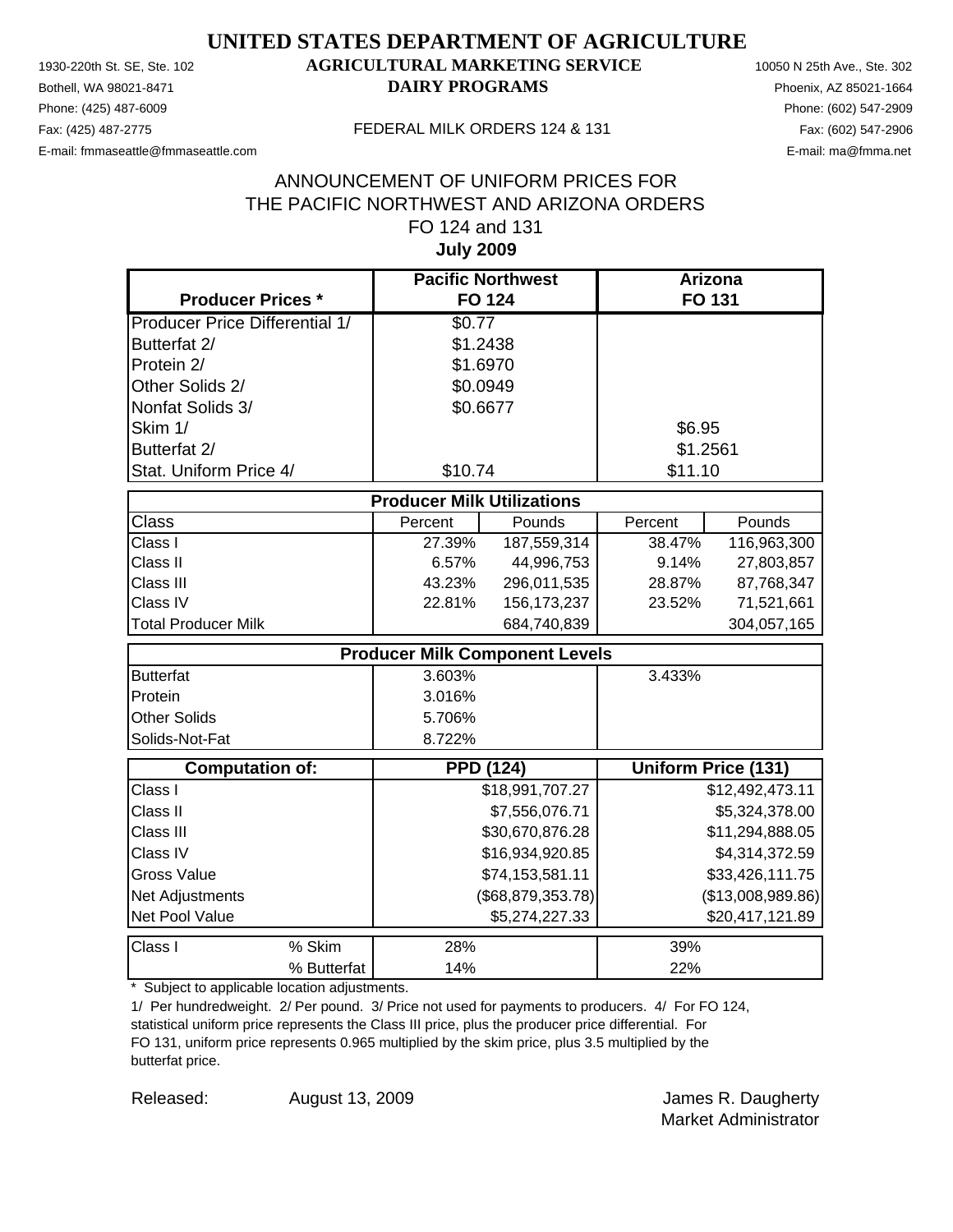# UNITED STATES DEPARTMENT OF AGRICULTURE

## AGRICULTURAL MARKETING SERVICE

## DAIRY PROGRAMS

1930-220th St. SE, Ste. 102
Bothell, WA 98021-8471
Phone: (425) 487-6009
Fax: (425) 487-2775
E-mail: fmmaseattle@fmmaseattle.com

10050 N 25th Ave., Ste. 302
Phoenix, AZ 85021-1664
Phone: (602) 547-2909
Fax: (602) 547-2906
E-mail: ma@fmma.net

FEDERAL MILK ORDERS 124 & 131

### ANNOUNCEMENT OF UNIFORM PRICES FOR THE PACIFIC NORTHWEST AND ARIZONA ORDERS FO 124 and 131

### July 2009

| Producer Prices * | Pacific Northwest FO 124 | | Arizona FO 131 | |
|---|---|---|---|---|
| Producer Price Differential 1/ | $0.77 | | | |
| Butterfat 2/ | $1.2438 | | | |
| Protein 2/ | $1.6970 | | | |
| Other Solids 2/ | $0.0949 | | | |
| Nonfat Solids 3/ | $0.6677 | | | |
| Skim 1/ | | | $6.95 | |
| Butterfat 2/ | | | $1.2561 | |
| Stat. Uniform Price 4/ | $10.74 | | $11.10 | |
| **Producer Milk Utilizations** | | | | |
| Class | Percent | Pounds | Percent | Pounds |
| Class I | 27.39% | 187,559,314 | 38.47% | 116,963,300 |
| Class II | 6.57% | 44,996,753 | 9.14% | 27,803,857 |
| Class III | 43.23% | 296,011,535 | 28.87% | 87,768,347 |
| Class IV | 22.81% | 156,173,237 | 23.52% | 71,521,661 |
| Total Producer Milk | | 684,740,839 | | 304,057,165 |
| **Producer Milk Component Levels** | | | | |
| Butterfat | 3.603% | | 3.433% | |
| Protein | 3.016% | | | |
| Other Solids | 5.706% | | | |
| Solids-Not-Fat | 8.722% | | | |
| **Computation of:** | **PPD (124)** | | **Uniform Price (131)** | |
| Class I | | $18,991,707.27 | | $12,492,473.11 |
| Class II | | $7,556,076.71 | | $5,324,378.00 |
| Class III | | $30,670,876.28 | | $11,294,888.05 |
| Class IV | | $16,934,920.85 | | $4,314,372.59 |
| Gross Value | | $74,153,581.11 | | $33,426,111.75 |
| Net Adjustments | | ($68,879,353.78) | | ($13,008,989.86) |
| Net Pool Value | | $5,274,227.33 | | $20,417,121.89 |
| Class I % Skim | 28% | | 39% | |
| Class I % Butterfat | 14% | | 22% | |

\* Subject to applicable location adjustments.

1/ Per hundredweight. 2/ Per pound. 3/ Price not used for payments to producers. 4/ For FO 124, statistical uniform price represents the Class III price, plus the producer price differential. For FO 131, uniform price represents 0.965 multiplied by the skim price, plus 3.5 multiplied by the butterfat price.

Released: August 13, 2009

James R. Daugherty
Market Administrator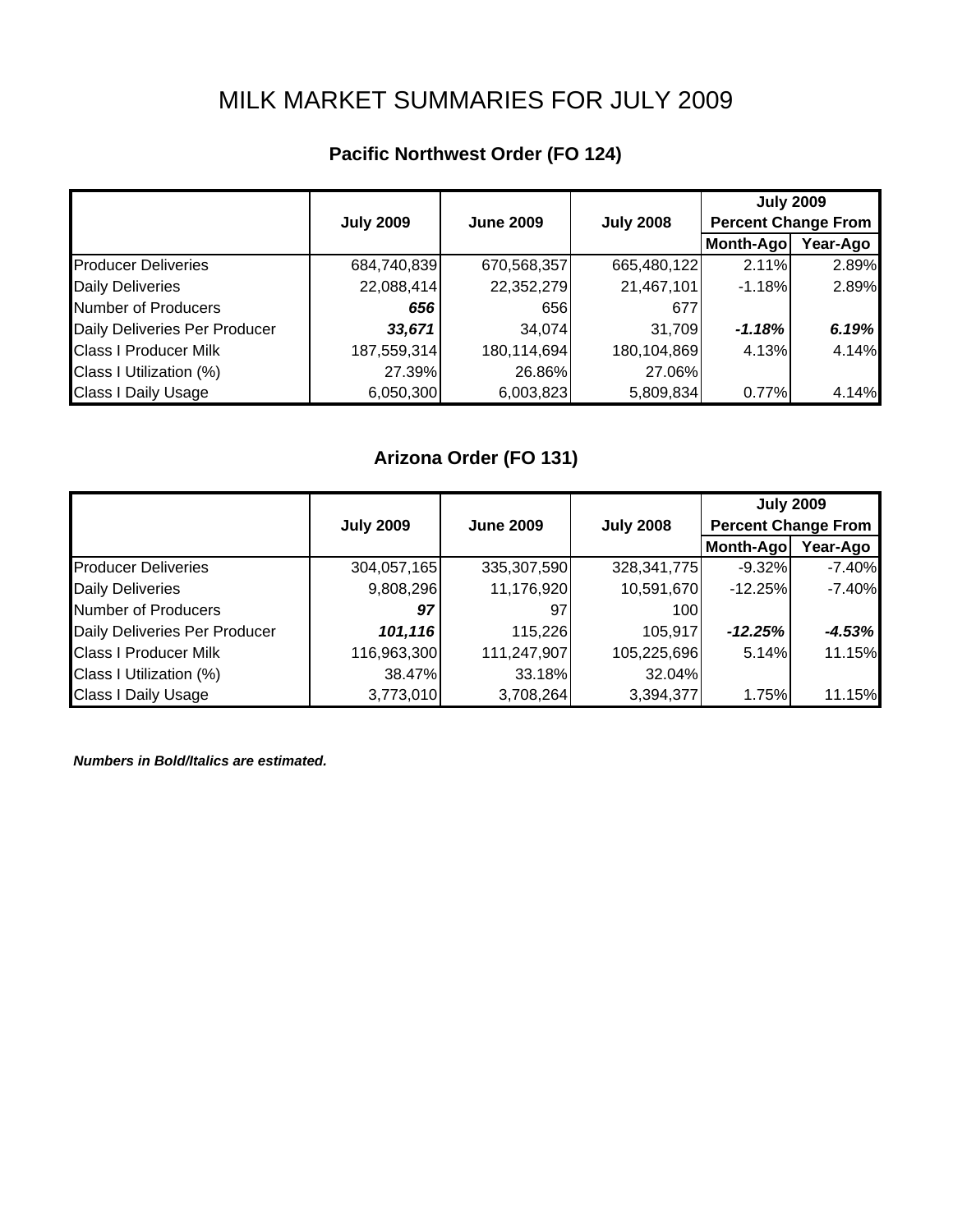# MILK MARKET SUMMARIES FOR JULY 2009

## Pacific Northwest Order (FO 124)

| | July 2009 | June 2009 | July 2008 | July 2009 Percent Change From | |
|---|---|---|---|---|---|
| | | | | Month-Ago | Year-Ago |
| Producer Deliveries | 684,740,839 | 670,568,357 | 665,480,122 | 2.11% | 2.89% |
| Daily Deliveries | 22,088,414 | 22,352,279 | 21,467,101 | -1.18% | 2.89% |
| Number of Producers | ***656*** | 656 | 677 | | |
| Daily Deliveries Per Producer | ***33,671*** | 34,074 | 31,709 | ***-1.18%*** | ***6.19%*** |
| Class I Producer Milk | 187,559,314 | 180,114,694 | 180,104,869 | 4.13% | 4.14% |
| Class I Utilization (%) | 27.39% | 26.86% | 27.06% | | |
| Class I Daily Usage | 6,050,300 | 6,003,823 | 5,809,834 | 0.77% | 4.14% |

## Arizona Order (FO 131)

| | July 2009 | June 2009 | July 2008 | July 2009 Percent Change From | |
|---|---|---|---|---|---|
| | | | | Month-Ago | Year-Ago |
| Producer Deliveries | 304,057,165 | 335,307,590 | 328,341,775 | -9.32% | -7.40% |
| Daily Deliveries | 9,808,296 | 11,176,920 | 10,591,670 | -12.25% | -7.40% |
| Number of Producers | ***97*** | 97 | 100 | | |
| Daily Deliveries Per Producer | ***101,116*** | 115,226 | 105,917 | ***-12.25%*** | ***-4.53%*** |
| Class I Producer Milk | 116,963,300 | 111,247,907 | 105,225,696 | 5.14% | 11.15% |
| Class I Utilization (%) | 38.47% | 33.18% | 32.04% | | |
| Class I Daily Usage | 3,773,010 | 3,708,264 | 3,394,377 | 1.75% | 11.15% |

***Numbers in Bold/Italics are estimated.***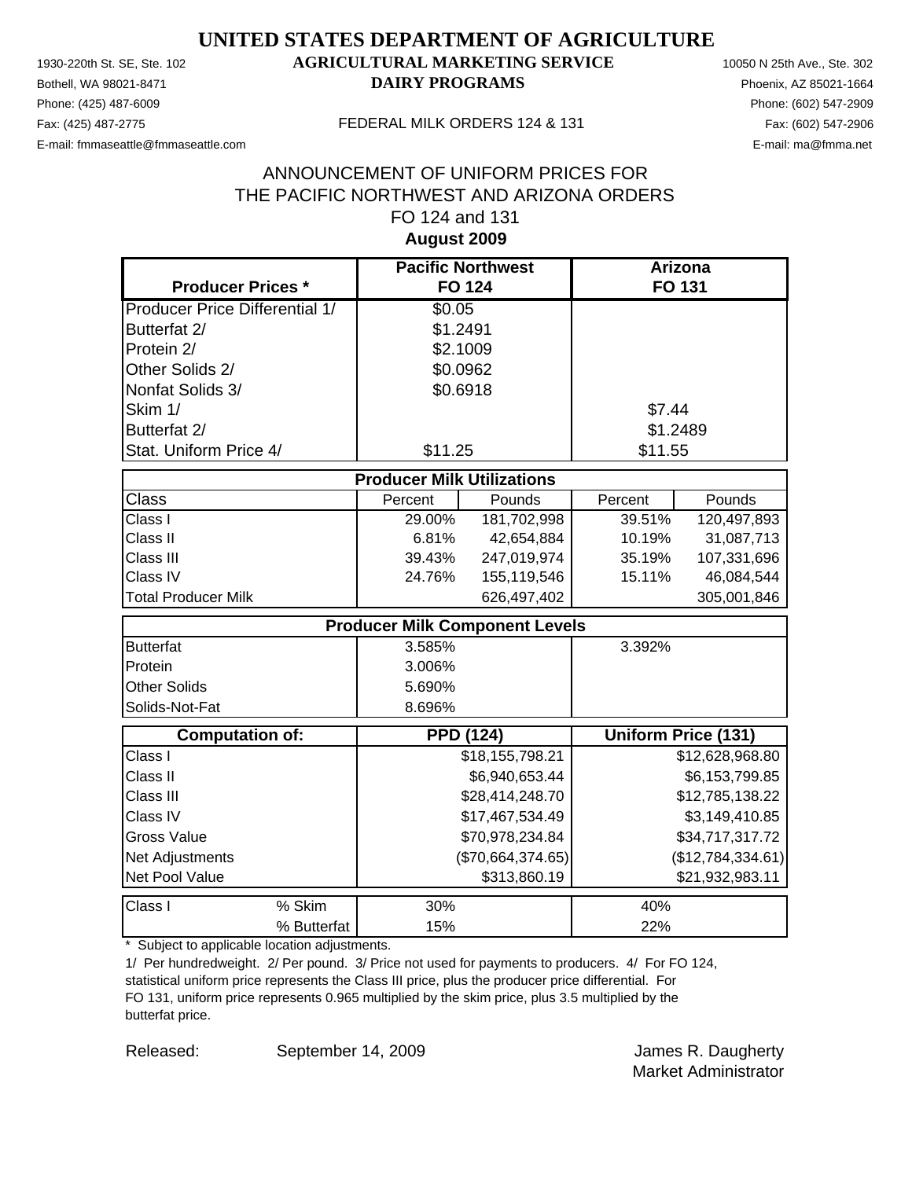# UNITED STATES DEPARTMENT OF AGRICULTURE

## AGRICULTURAL MARKETING SERVICE

## DAIRY PROGRAMS

1930-220th St. SE, Ste. 102
Bothell, WA 98021-8471
Phone: (425) 487-6009
Fax: (425) 487-2775
E-mail: fmmaseattle@fmmaseattle.com

10050 N 25th Ave., Ste. 302
Phoenix, AZ 85021-1664
Phone: (602) 547-2909
Fax: (602) 547-2906
E-mail: ma@fmma.net

FEDERAL MILK ORDERS 124 & 131

ANNOUNCEMENT OF UNIFORM PRICES FOR
THE PACIFIC NORTHWEST AND ARIZONA ORDERS
FO 124 and 131
**August 2009**

| Producer Prices * | Pacific Northwest FO 124 | Arizona FO 131 |
|---|---|---|
| Producer Price Differential 1/ | $0.05 | |
| Butterfat 2/ | $1.2491 | |
| Protein 2/ | $2.1009 | |
| Other Solids 2/ | $0.0962 | |
| Nonfat Solids 3/ | $0.6918 | |
| Skim 1/ | | $7.44 |
| Butterfat 2/ | | $1.2489 |
| Stat. Uniform Price 4/ | $11.25 | $11.55 |

| Producer Milk Utilizations | | | | |
|---|---|---|---|---|
| Class | Percent | Pounds | Percent | Pounds |
| Class I | 29.00% | 181,702,998 | 39.51% | 120,497,893 |
| Class II | 6.81% | 42,654,884 | 10.19% | 31,087,713 |
| Class III | 39.43% | 247,019,974 | 35.19% | 107,331,696 |
| Class IV | 24.76% | 155,119,546 | 15.11% | 46,084,544 |
| Total Producer Milk | | 626,497,402 | | 305,001,846 |

| Producer Milk Component Levels | | |
|---|---|---|
| Butterfat | 3.585% | 3.392% |
| Protein | 3.006% | |
| Other Solids | 5.690% | |
| Solids-Not-Fat | 8.696% | |

| Computation of: | PPD (124) | Uniform Price (131) |
|---|---|---|
| Class I | $18,155,798.21 | $12,628,968.80 |
| Class II | $6,940,653.44 | $6,153,799.85 |
| Class III | $28,414,248.70 | $12,785,138.22 |
| Class IV | $17,467,534.49 | $3,149,410.85 |
| Gross Value | $70,978,234.84 | $34,717,317.72 |
| Net Adjustments | ($70,664,374.65) | ($12,784,334.61) |
| Net Pool Value | $313,860.19 | $21,932,983.11 |

| | | | |
|---|---|---|---|
| Class I | % Skim | 30% | 40% |
| | % Butterfat | 15% | 22% |

\* Subject to applicable location adjustments.

1/ Per hundredweight. 2/ Per pound. 3/ Price not used for payments to producers. 4/ For FO 124, statistical uniform price represents the Class III price, plus the producer price differential. For FO 131, uniform price represents 0.965 multiplied by the skim price, plus 3.5 multiplied by the butterfat price.

Released: September 14, 2009

James R. Daugherty
Market Administrator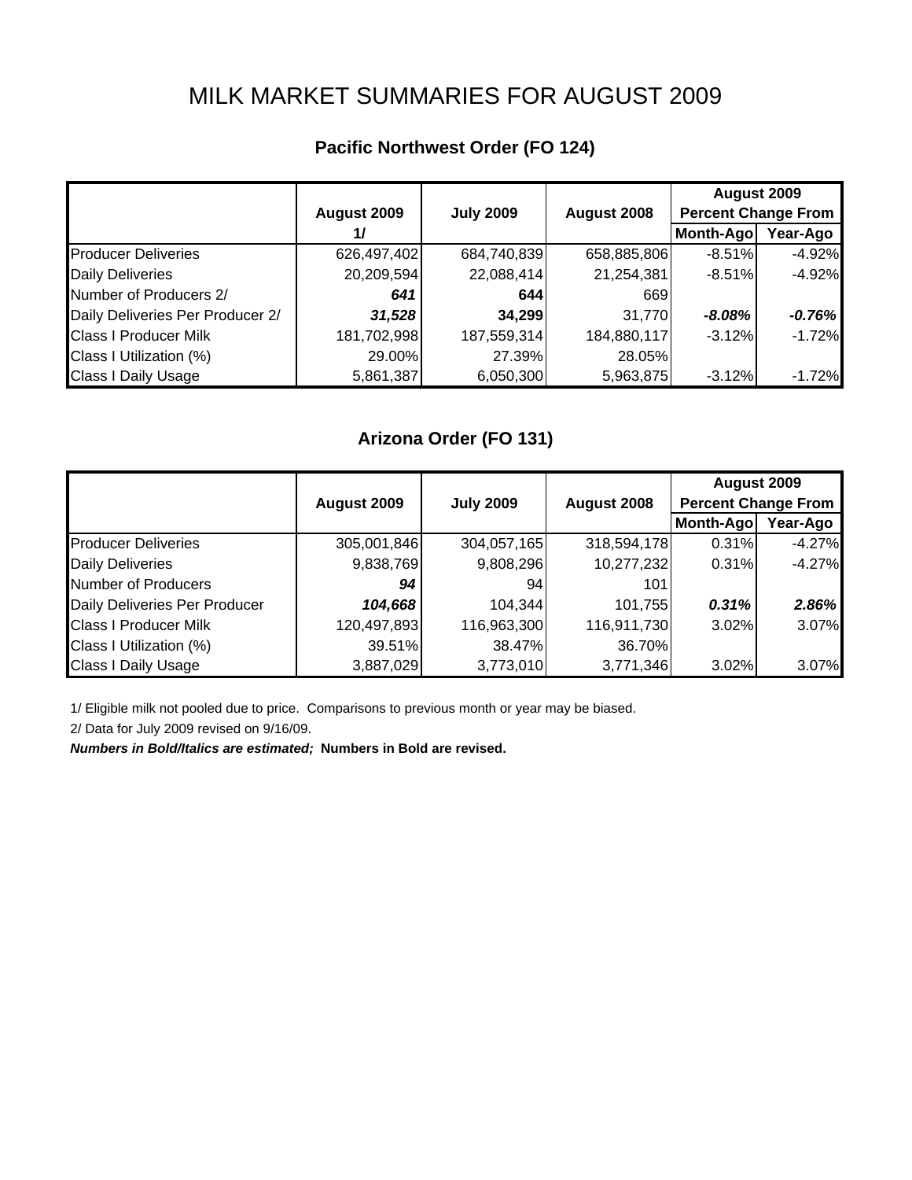# MILK MARKET SUMMARIES FOR AUGUST 2009

## Pacific Northwest Order (FO 124)

| | August 2009 1/ | July 2009 | August 2008 | August 2009 Percent Change From | |
|---|---|---|---|---|---|
| | | | | Month-Ago | Year-Ago |
| Producer Deliveries | 626,497,402 | 684,740,839 | 658,885,806 | -8.51% | -4.92% |
| Daily Deliveries | 20,209,594 | 22,088,414 | 21,254,381 | -8.51% | -4.92% |
| Number of Producers 2/ | ***641*** | **644** | 669 | | |
| Daily Deliveries Per Producer 2/ | ***31,528*** | **34,299** | 31,770 | ***-8.08%*** | ***-0.76%*** |
| Class I Producer Milk | 181,702,998 | 187,559,314 | 184,880,117 | -3.12% | -1.72% |
| Class I Utilization (%) | 29.00% | 27.39% | 28.05% | | |
| Class I Daily Usage | 5,861,387 | 6,050,300 | 5,963,875 | -3.12% | -1.72% |

## Arizona Order (FO 131)

| | August 2009 | July 2009 | August 2008 | August 2009 Percent Change From | |
|---|---|---|---|---|---|
| | | | | Month-Ago | Year-Ago |
| Producer Deliveries | 305,001,846 | 304,057,165 | 318,594,178 | 0.31% | -4.27% |
| Daily Deliveries | 9,838,769 | 9,808,296 | 10,277,232 | 0.31% | -4.27% |
| Number of Producers | ***94*** | 94 | 101 | | |
| Daily Deliveries Per Producer | ***104,668*** | 104,344 | 101,755 | ***0.31%*** | ***2.86%*** |
| Class I Producer Milk | 120,497,893 | 116,963,300 | 116,911,730 | 3.02% | 3.07% |
| Class I Utilization (%) | 39.51% | 38.47% | 36.70% | | |
| Class I Daily Usage | 3,887,029 | 3,773,010 | 3,771,346 | 3.02% | 3.07% |

1/ Eligible milk not pooled due to price. Comparisons to previous month or year may be biased.

2/ Data for July 2009 revised on 9/16/09.

***Numbers in Bold/Italics are estimated;*** **Numbers in Bold are revised.**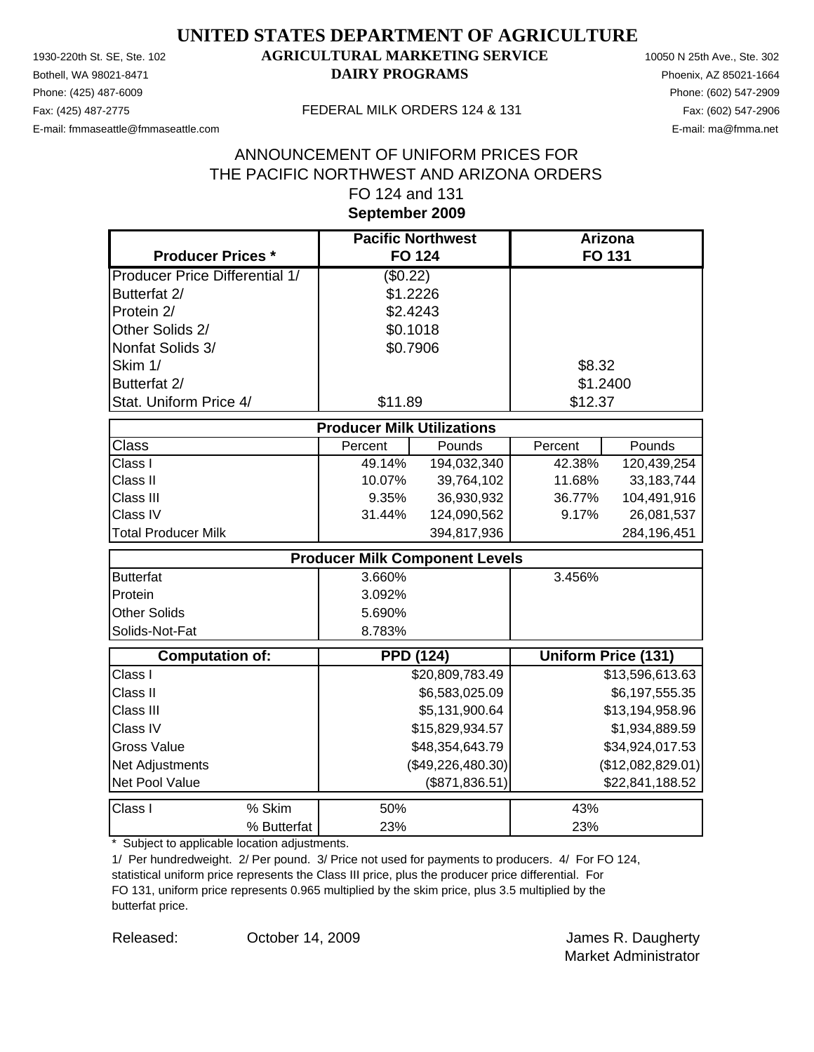# UNITED STATES DEPARTMENT OF AGRICULTURE

## AGRICULTURAL MARKETING SERVICE

## DAIRY PROGRAMS

1930-220th St. SE, Ste. 102
Bothell, WA 98021-8471
Phone: (425) 487-6009
Fax: (425) 487-2775
E-mail: fmmaseattle@fmmaseattle.com

10050 N 25th Ave., Ste. 302
Phoenix, AZ 85021-1664
Phone: (602) 547-2909
Fax: (602) 547-2906
E-mail: ma@fmma.net

FEDERAL MILK ORDERS 124 & 131

### ANNOUNCEMENT OF UNIFORM PRICES FOR THE PACIFIC NORTHWEST AND ARIZONA ORDERS FO 124 and 131

### September 2009

| Producer Prices * | Pacific Northwest FO 124 | | Arizona FO 131 | |
|---|---|---|---|---|
| Producer Price Differential 1/ | ($0.22) | | | |
| Butterfat 2/ | $1.2226 | | | |
| Protein 2/ | $2.4243 | | | |
| Other Solids 2/ | $0.1018 | | | |
| Nonfat Solids 3/ | $0.7906 | | | |
| Skim 1/ | | | $8.32 | |
| Butterfat 2/ | | | $1.2400 | |
| Stat. Uniform Price 4/ | $11.89 | | $12.37 | |
| **Producer Milk Utilizations** | | | | |
| Class | Percent | Pounds | Percent | Pounds |
| Class I | 49.14% | 194,032,340 | 42.38% | 120,439,254 |
| Class II | 10.07% | 39,764,102 | 11.68% | 33,183,744 |
| Class III | 9.35% | 36,930,932 | 36.77% | 104,491,916 |
| Class IV | 31.44% | 124,090,562 | 9.17% | 26,081,537 |
| Total Producer Milk | | 394,817,936 | | 284,196,451 |
| **Producer Milk Component Levels** | | | | |
| Butterfat | 3.660% | | 3.456% | |
| Protein | 3.092% | | | |
| Other Solids | 5.690% | | | |
| Solids-Not-Fat | 8.783% | | | |
| **Computation of:** | **PPD (124)** | | **Uniform Price (131)** | |
| Class I | | $20,809,783.49 | | $13,596,613.63 |
| Class II | | $6,583,025.09 | | $6,197,555.35 |
| Class III | | $5,131,900.64 | | $13,194,958.96 |
| Class IV | | $15,829,934.57 | | $1,934,889.59 |
| Gross Value | | $48,354,643.79 | | $34,924,017.53 |
| Net Adjustments | | ($49,226,480.30) | | ($12,082,829.01) |
| Net Pool Value | | ($871,836.51) | | $22,841,188.52 |
| Class I % Skim | 50% | | 43% | |
| Class I % Butterfat | 23% | | 23% | |

\* Subject to applicable location adjustments.

1/ Per hundredweight. 2/ Per pound. 3/ Price not used for payments to producers. 4/ For FO 124, statistical uniform price represents the Class III price, plus the producer price differential. For FO 131, uniform price represents 0.965 multiplied by the skim price, plus 3.5 multiplied by the butterfat price.

Released: October 14, 2009

James R. Daugherty
Market Administrator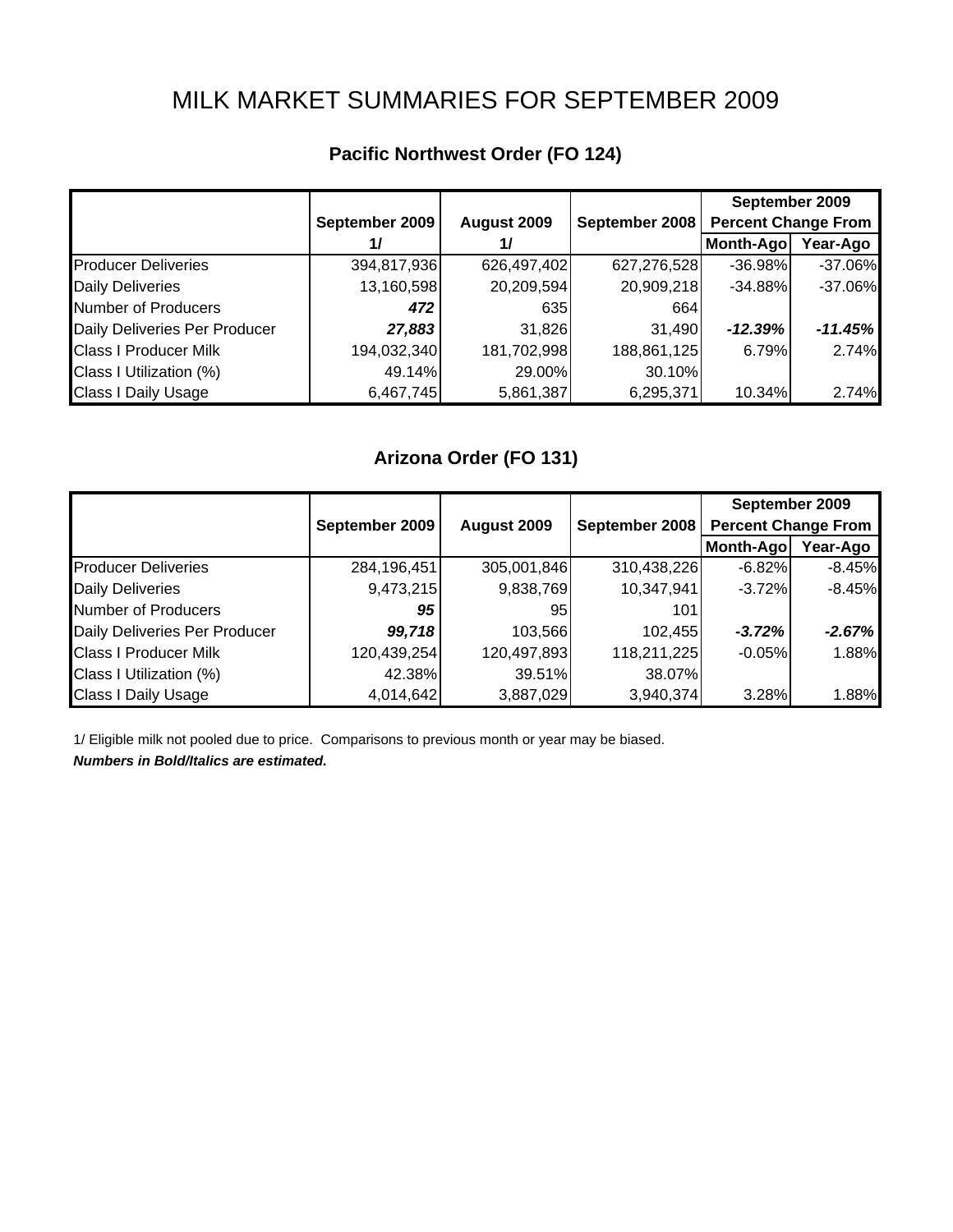# MILK MARKET SUMMARIES FOR SEPTEMBER 2009

## Pacific Northwest Order (FO 124)

| | September 2009 1/ | August 2009 1/ | September 2008 | September 2009 Percent Change From Month-Ago | Year-Ago |
|---|---|---|---|---|---|
| Producer Deliveries | 394,817,936 | 626,497,402 | 627,276,528 | -36.98% | -37.06% |
| Daily Deliveries | 13,160,598 | 20,209,594 | 20,909,218 | -34.88% | -37.06% |
| Number of Producers | ***472*** | 635 | 664 | | |
| Daily Deliveries Per Producer | ***27,883*** | 31,826 | 31,490 | ***-12.39%*** | ***-11.45%*** |
| Class I Producer Milk | 194,032,340 | 181,702,998 | 188,861,125 | 6.79% | 2.74% |
| Class I Utilization (%) | 49.14% | 29.00% | 30.10% | | |
| Class I Daily Usage | 6,467,745 | 5,861,387 | 6,295,371 | 10.34% | 2.74% |

## Arizona Order (FO 131)

| | September 2009 | August 2009 | September 2008 | September 2009 Percent Change From Month-Ago | Year-Ago |
|---|---|---|---|---|---|
| Producer Deliveries | 284,196,451 | 305,001,846 | 310,438,226 | -6.82% | -8.45% |
| Daily Deliveries | 9,473,215 | 9,838,769 | 10,347,941 | -3.72% | -8.45% |
| Number of Producers | ***95*** | 95 | 101 | | |
| Daily Deliveries Per Producer | ***99,718*** | 103,566 | 102,455 | ***-3.72%*** | ***-2.67%*** |
| Class I Producer Milk | 120,439,254 | 120,497,893 | 118,211,225 | -0.05% | 1.88% |
| Class I Utilization (%) | 42.38% | 39.51% | 38.07% | | |
| Class I Daily Usage | 4,014,642 | 3,887,029 | 3,940,374 | 3.28% | 1.88% |

1/ Eligible milk not pooled due to price. Comparisons to previous month or year may be biased.

***Numbers in Bold/Italics are estimated.***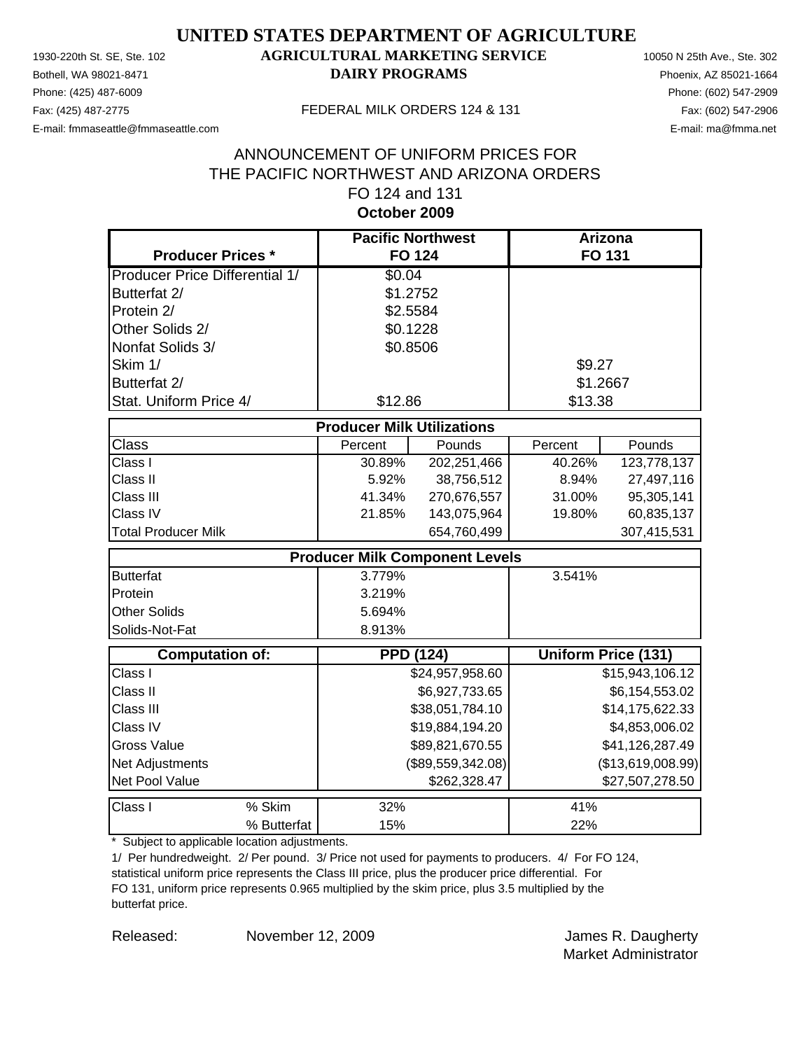# UNITED STATES DEPARTMENT OF AGRICULTURE

## AGRICULTURAL MARKETING SERVICE

## DAIRY PROGRAMS

1930-220th St. SE, Ste. 102
Bothell, WA 98021-8471
Phone: (425) 487-6009
Fax: (425) 487-2775
E-mail: fmmaseattle@fmmaseattle.com

10050 N 25th Ave., Ste. 302
Phoenix, AZ 85021-1664
Phone: (602) 547-2909
Fax: (602) 547-2906
E-mail: ma@fmma.net

FEDERAL MILK ORDERS 124 & 131

ANNOUNCEMENT OF UNIFORM PRICES FOR
THE PACIFIC NORTHWEST AND ARIZONA ORDERS
FO 124 and 131
**October 2009**

| Producer Prices * | Pacific Northwest FO 124 | | Arizona FO 131 | |
|---|---|---|---|---|
| Producer Price Differential 1/ | $0.04 | | | |
| Butterfat 2/ | $1.2752 | | | |
| Protein 2/ | $2.5584 | | | |
| Other Solids 2/ | $0.1228 | | | |
| Nonfat Solids 3/ | $0.8506 | | | |
| Skim 1/ | | | $9.27 | |
| Butterfat 2/ | | | $1.2667 | |
| Stat. Uniform Price 4/ | $12.86 | | $13.38 | |
| **Producer Milk Utilizations** | | | | |
| Class | Percent | Pounds | Percent | Pounds |
| Class I | 30.89% | 202,251,466 | 40.26% | 123,778,137 |
| Class II | 5.92% | 38,756,512 | 8.94% | 27,497,116 |
| Class III | 41.34% | 270,676,557 | 31.00% | 95,305,141 |
| Class IV | 21.85% | 143,075,964 | 19.80% | 60,835,137 |
| Total Producer Milk | | 654,760,499 | | 307,415,531 |
| **Producer Milk Component Levels** | | | | |
| Butterfat | 3.779% | | 3.541% | |
| Protein | 3.219% | | | |
| Other Solids | 5.694% | | | |
| Solids-Not-Fat | 8.913% | | | |
| **Computation of:** | **PPD (124)** | | **Uniform Price (131)** | |
| Class I | | $24,957,958.60 | | $15,943,106.12 |
| Class II | | $6,927,733.65 | | $6,154,553.02 |
| Class III | | $38,051,784.10 | | $14,175,622.33 |
| Class IV | | $19,884,194.20 | | $4,853,006.02 |
| Gross Value | | $89,821,670.55 | | $41,126,287.49 |
| Net Adjustments | | ($89,559,342.08) | | ($13,619,008.99) |
| Net Pool Value | | $262,328.47 | | $27,507,278.50 |
| Class I % Skim | 32% | | 41% | |
| Class I % Butterfat | 15% | | 22% | |

\* Subject to applicable location adjustments.

1/ Per hundredweight. 2/ Per pound. 3/ Price not used for payments to producers. 4/ For FO 124, statistical uniform price represents the Class III price, plus the producer price differential. For FO 131, uniform price represents 0.965 multiplied by the skim price, plus 3.5 multiplied by the butterfat price.

Released: November 12, 2009

James R. Daugherty
Market Administrator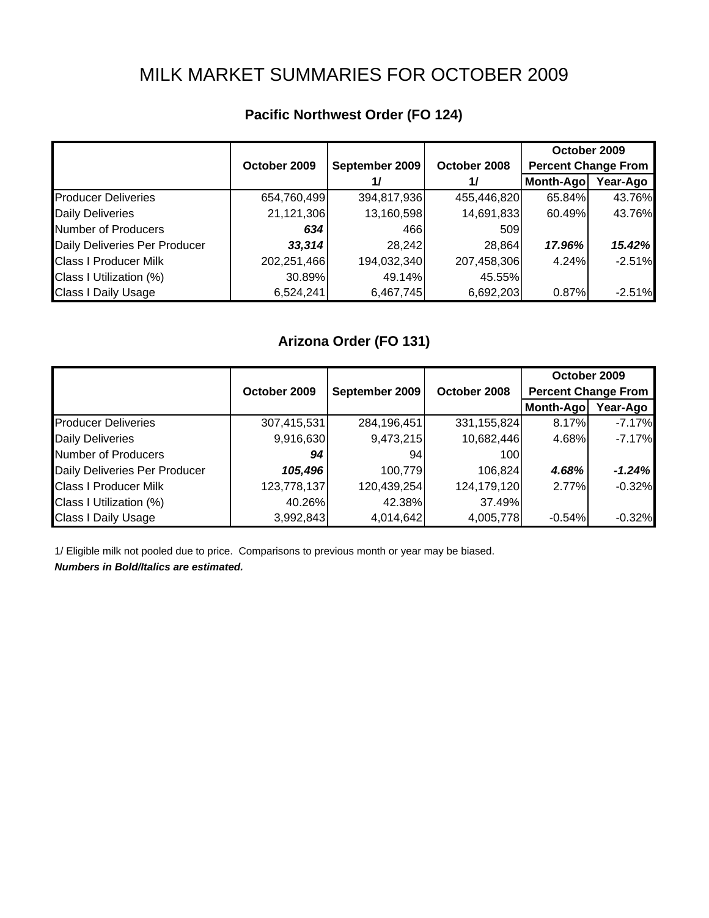# MILK MARKET SUMMARIES FOR OCTOBER 2009

## Pacific Northwest Order (FO 124)

| | October 2009 | September 2009 1/ | October 2008 1/ | October 2009 Percent Change From Month-Ago | Year-Ago |
|---|---|---|---|---|---|
| Producer Deliveries | 654,760,499 | 394,817,936 | 455,446,820 | 65.84% | 43.76% |
| Daily Deliveries | 21,121,306 | 13,160,598 | 14,691,833 | 60.49% | 43.76% |
| Number of Producers | ***634*** | 466 | 509 | | |
| Daily Deliveries Per Producer | ***33,314*** | 28,242 | 28,864 | ***17.96%*** | ***15.42%*** |
| Class I Producer Milk | 202,251,466 | 194,032,340 | 207,458,306 | 4.24% | -2.51% |
| Class I Utilization (%) | 30.89% | 49.14% | 45.55% | | |
| Class I Daily Usage | 6,524,241 | 6,467,745 | 6,692,203 | 0.87% | -2.51% |

## Arizona Order (FO 131)

| | October 2009 | September 2009 | October 2008 | October 2009 Percent Change From Month-Ago | Year-Ago |
|---|---|---|---|---|---|
| Producer Deliveries | 307,415,531 | 284,196,451 | 331,155,824 | 8.17% | -7.17% |
| Daily Deliveries | 9,916,630 | 9,473,215 | 10,682,446 | 4.68% | -7.17% |
| Number of Producers | ***94*** | 94 | 100 | | |
| Daily Deliveries Per Producer | ***105,496*** | 100,779 | 106,824 | ***4.68%*** | ***-1.24%*** |
| Class I Producer Milk | 123,778,137 | 120,439,254 | 124,179,120 | 2.77% | -0.32% |
| Class I Utilization (%) | 40.26% | 42.38% | 37.49% | | |
| Class I Daily Usage | 3,992,843 | 4,014,642 | 4,005,778 | -0.54% | -0.32% |

1/ Eligible milk not pooled due to price. Comparisons to previous month or year may be biased.

***Numbers in Bold/Italics are estimated.***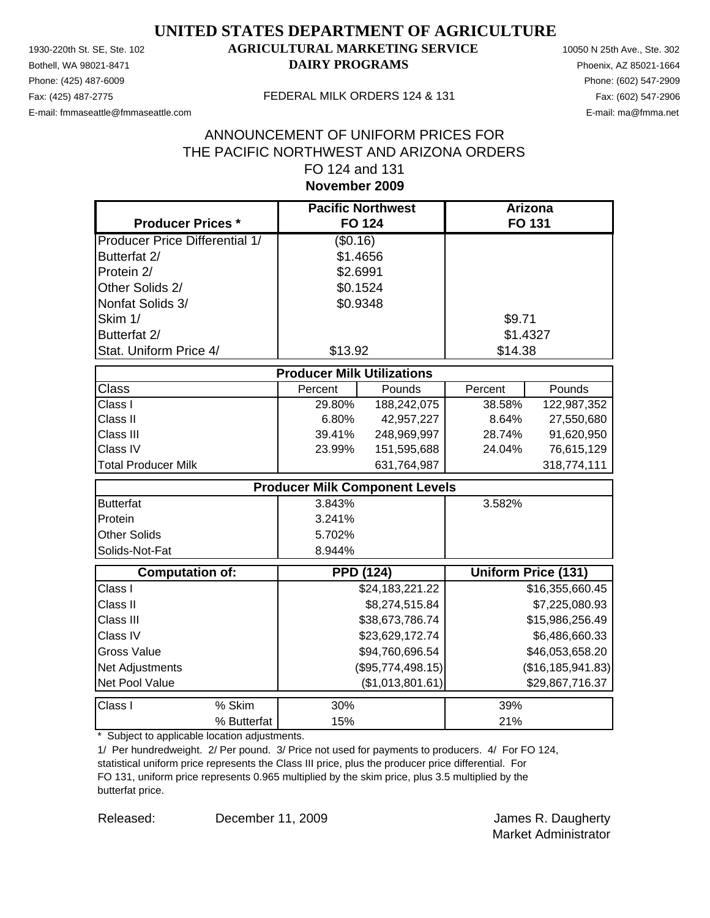# UNITED STATES DEPARTMENT OF AGRICULTURE

## AGRICULTURAL MARKETING SERVICE
## DAIRY PROGRAMS

1930-220th St. SE, Ste. 102
Bothell, WA 98021-8471
Phone: (425) 487-6009
Fax: (425) 487-2775
E-mail: fmmaseattle@fmmaseattle.com

10050 N 25th Ave., Ste. 302
Phoenix, AZ 85021-1664
Phone: (602) 547-2909
Fax: (602) 547-2906
E-mail: ma@fmma.net

FEDERAL MILK ORDERS 124 & 131

ANNOUNCEMENT OF UNIFORM PRICES FOR
THE PACIFIC NORTHWEST AND ARIZONA ORDERS
FO 124 and 131
**November 2009**

| Producer Prices * | Pacific Northwest FO 124 | | Arizona FO 131 | |
|---|---|---|---|---|
| Producer Price Differential 1/ | ($0.16) | | | |
| Butterfat 2/ | $1.4656 | | | |
| Protein 2/ | $2.6991 | | | |
| Other Solids 2/ | $0.1524 | | | |
| Nonfat Solids 3/ | $0.9348 | | | |
| Skim 1/ | | | $9.71 | |
| Butterfat 2/ | | | $1.4327 | |
| Stat. Uniform Price 4/ | $13.92 | | $14.38 | |
| **Producer Milk Utilizations** | | | | |
| Class | Percent | Pounds | Percent | Pounds |
| Class I | 29.80% | 188,242,075 | 38.58% | 122,987,352 |
| Class II | 6.80% | 42,957,227 | 8.64% | 27,550,680 |
| Class III | 39.41% | 248,969,997 | 28.74% | 91,620,950 |
| Class IV | 23.99% | 151,595,688 | 24.04% | 76,615,129 |
| Total Producer Milk | | 631,764,987 | | 318,774,111 |
| **Producer Milk Component Levels** | | | | |
| Butterfat | 3.843% | | 3.582% | |
| Protein | 3.241% | | | |
| Other Solids | 5.702% | | | |
| Solids-Not-Fat | 8.944% | | | |
| **Computation of:** | **PPD (124)** | | **Uniform Price (131)** | |
| Class I | | $24,183,221.22 | | $16,355,660.45 |
| Class II | | $8,274,515.84 | | $7,225,080.93 |
| Class III | | $38,673,786.74 | | $15,986,256.49 |
| Class IV | | $23,629,172.74 | | $6,486,660.33 |
| Gross Value | | $94,760,696.54 | | $46,053,658.20 |
| Net Adjustments | | ($95,774,498.15) | | ($16,185,941.83) |
| Net Pool Value | | ($1,013,801.61) | | $29,867,716.37 |
| Class I % Skim | 30% | | 39% | |
| Class I % Butterfat | 15% | | 21% | |

\* Subject to applicable location adjustments.

1/ Per hundredweight. 2/ Per pound. 3/ Price not used for payments to producers. 4/ For FO 124, statistical uniform price represents the Class III price, plus the producer price differential. For FO 131, uniform price represents 0.965 multiplied by the skim price, plus 3.5 multiplied by the butterfat price.

Released: December 11, 2009

James R. Daugherty
Market Administrator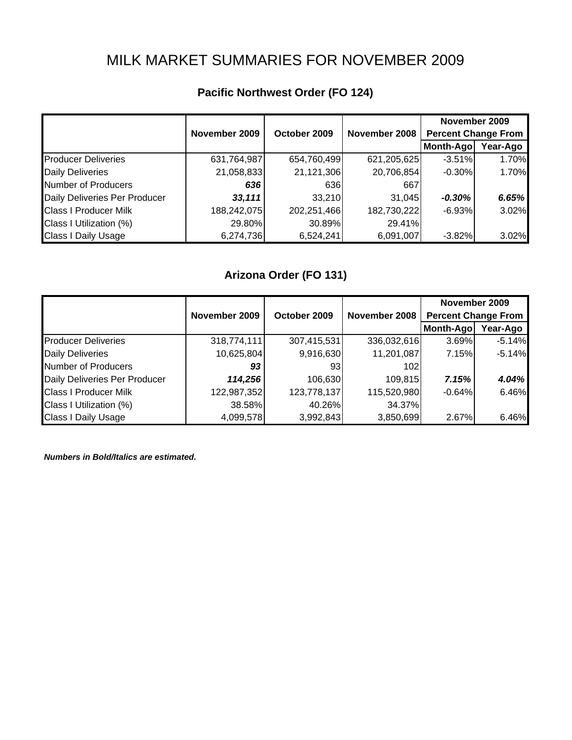# MILK MARKET SUMMARIES FOR NOVEMBER 2009

## Pacific Northwest Order (FO 124)

| | November 2009 | October 2009 | November 2008 | November 2009 Percent Change From | |
|---|---|---|---|---|---|
| | | | | Month-Ago | Year-Ago |
| Producer Deliveries | 631,764,987 | 654,760,499 | 621,205,625 | -3.51% | 1.70% |
| Daily Deliveries | 21,058,833 | 21,121,306 | 20,706,854 | -0.30% | 1.70% |
| Number of Producers | ***636*** | 636 | 667 | | |
| Daily Deliveries Per Producer | ***33,111*** | 33,210 | 31,045 | ***-0.30%*** | ***6.65%*** |
| Class I Producer Milk | 188,242,075 | 202,251,466 | 182,730,222 | -6.93% | 3.02% |
| Class I Utilization (%) | 29.80% | 30.89% | 29.41% | | |
| Class I Daily Usage | 6,274,736 | 6,524,241 | 6,091,007 | -3.82% | 3.02% |

## Arizona Order (FO 131)

| | November 2009 | October 2009 | November 2008 | November 2009 Percent Change From | |
|---|---|---|---|---|---|
| | | | | Month-Ago | Year-Ago |
| Producer Deliveries | 318,774,111 | 307,415,531 | 336,032,616 | 3.69% | -5.14% |
| Daily Deliveries | 10,625,804 | 9,916,630 | 11,201,087 | 7.15% | -5.14% |
| Number of Producers | ***93*** | 93 | 102 | | |
| Daily Deliveries Per Producer | ***114,256*** | 106,630 | 109,815 | ***7.15%*** | ***4.04%*** |
| Class I Producer Milk | 122,987,352 | 123,778,137 | 115,520,980 | -0.64% | 6.46% |
| Class I Utilization (%) | 38.58% | 40.26% | 34.37% | | |
| Class I Daily Usage | 4,099,578 | 3,992,843 | 3,850,699 | 2.67% | 6.46% |

***Numbers in Bold/Italics are estimated.***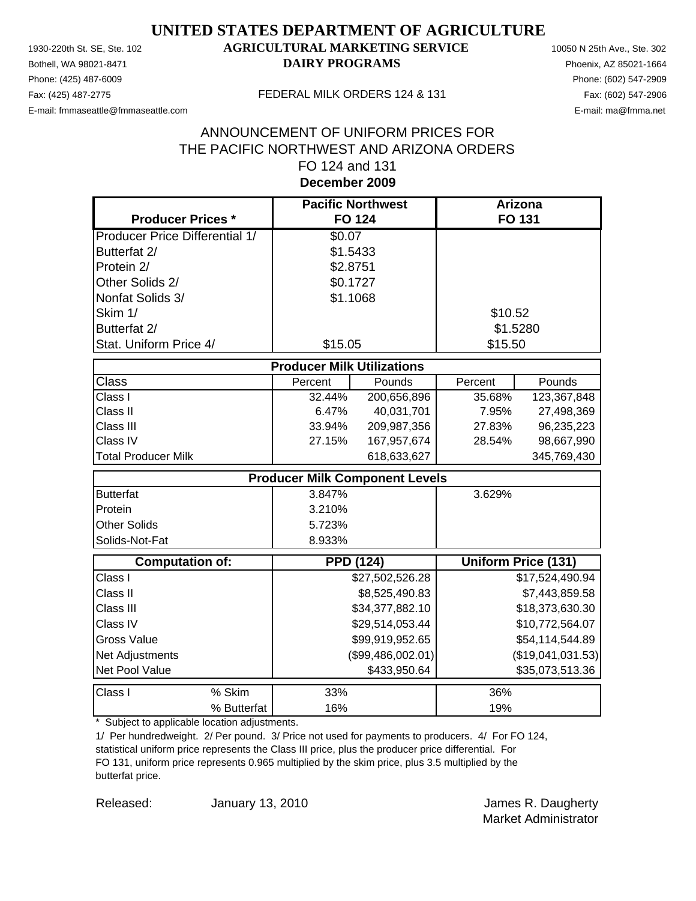# UNITED STATES DEPARTMENT OF AGRICULTURE

## AGRICULTURAL MARKETING SERVICE

## DAIRY PROGRAMS

1930-220th St. SE, Ste. 102
Bothell, WA 98021-8471
Phone: (425) 487-6009
Fax: (425) 487-2775
E-mail: fmmaseattle@fmmaseattle.com

10050 N 25th Ave., Ste. 302
Phoenix, AZ 85021-1664
Phone: (602) 547-2909
Fax: (602) 547-2906
E-mail: ma@fmma.net

FEDERAL MILK ORDERS 124 & 131

ANNOUNCEMENT OF UNIFORM PRICES FOR
THE PACIFIC NORTHWEST AND ARIZONA ORDERS
FO 124 and 131
**December 2009**

| Producer Prices * | Pacific Northwest FO 124 | | Arizona FO 131 | |
|---|---|---|---|---|
| Producer Price Differential 1/ | $0.07 | | | |
| Butterfat 2/ | $1.5433 | | | |
| Protein 2/ | $2.8751 | | | |
| Other Solids 2/ | $0.1727 | | | |
| Nonfat Solids 3/ | $1.1068 | | | |
| Skim 1/ | | | $10.52 | |
| Butterfat 2/ | | | $1.5280 | |
| Stat. Uniform Price 4/ | $15.05 | | $15.50 | |
| **Producer Milk Utilizations** | | | | |
| Class | Percent | Pounds | Percent | Pounds |
| Class I | 32.44% | 200,656,896 | 35.68% | 123,367,848 |
| Class II | 6.47% | 40,031,701 | 7.95% | 27,498,369 |
| Class III | 33.94% | 209,987,356 | 27.83% | 96,235,223 |
| Class IV | 27.15% | 167,957,674 | 28.54% | 98,667,990 |
| Total Producer Milk | | 618,633,627 | | 345,769,430 |
| **Producer Milk Component Levels** | | | | |
| Butterfat | 3.847% | | 3.629% | |
| Protein | 3.210% | | | |
| Other Solids | 5.723% | | | |
| Solids-Not-Fat | 8.933% | | | |
| **Computation of:** | **PPD (124)** | | **Uniform Price (131)** | |
| Class I | | $27,502,526.28 | | $17,524,490.94 |
| Class II | | $8,525,490.83 | | $7,443,859.58 |
| Class III | | $34,377,882.10 | | $18,373,630.30 |
| Class IV | | $29,514,053.44 | | $10,772,564.07 |
| Gross Value | | $99,919,952.65 | | $54,114,544.89 |
| Net Adjustments | | ($99,486,002.01) | | ($19,041,031.53) |
| Net Pool Value | | $433,950.64 | | $35,073,513.36 |
| Class I % Skim | 33% | | 36% | |
| Class I % Butterfat | 16% | | 19% | |

\* Subject to applicable location adjustments.

1/ Per hundredweight. 2/ Per pound. 3/ Price not used for payments to producers. 4/ For FO 124, statistical uniform price represents the Class III price, plus the producer price differential. For FO 131, uniform price represents 0.965 multiplied by the skim price, plus 3.5 multiplied by the butterfat price.

Released: January 13, 2010

James R. Daugherty
Market Administrator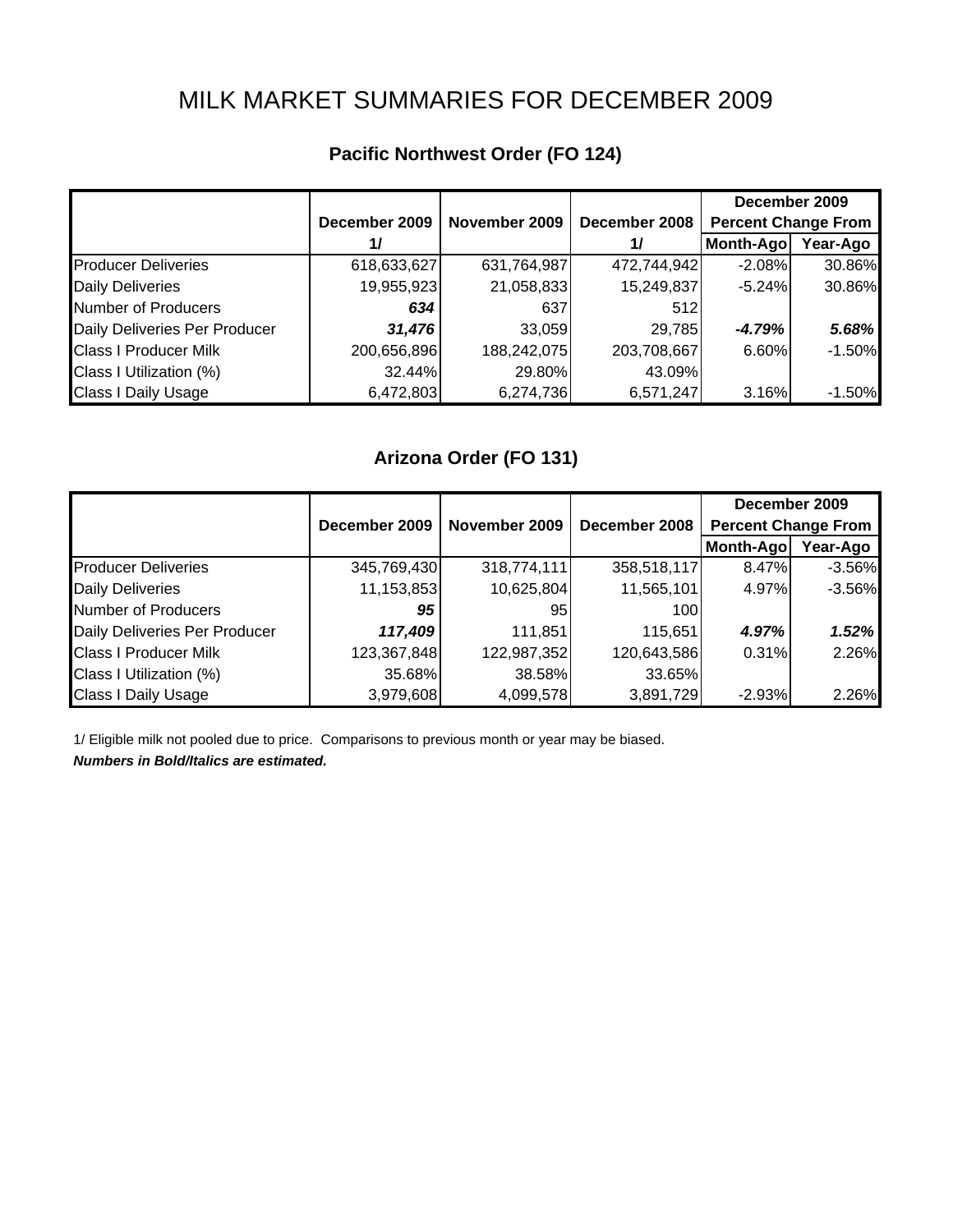# MILK MARKET SUMMARIES FOR DECEMBER 2009

## Pacific Northwest Order (FO 124)

| | December 2009 1/ | November 2009 | December 2008 1/ | December 2009 Percent Change From Month-Ago | December 2009 Percent Change From Year-Ago |
|---|---|---|---|---|---|
| Producer Deliveries | 618,633,627 | 631,764,987 | 472,744,942 | -2.08% | 30.86% |
| Daily Deliveries | 19,955,923 | 21,058,833 | 15,249,837 | -5.24% | 30.86% |
| Number of Producers | ***634*** | 637 | 512 | | |
| Daily Deliveries Per Producer | ***31,476*** | 33,059 | 29,785 | ***-4.79%*** | ***5.68%*** |
| Class I Producer Milk | 200,656,896 | 188,242,075 | 203,708,667 | 6.60% | -1.50% |
| Class I Utilization (%) | 32.44% | 29.80% | 43.09% | | |
| Class I Daily Usage | 6,472,803 | 6,274,736 | 6,571,247 | 3.16% | -1.50% |

## Arizona Order (FO 131)

| | December 2009 | November 2009 | December 2008 | December 2009 Percent Change From Month-Ago | December 2009 Percent Change From Year-Ago |
|---|---|---|---|---|---|
| Producer Deliveries | 345,769,430 | 318,774,111 | 358,518,117 | 8.47% | -3.56% |
| Daily Deliveries | 11,153,853 | 10,625,804 | 11,565,101 | 4.97% | -3.56% |
| Number of Producers | ***95*** | 95 | 100 | | |
| Daily Deliveries Per Producer | ***117,409*** | 111,851 | 115,651 | ***4.97%*** | ***1.52%*** |
| Class I Producer Milk | 123,367,848 | 122,987,352 | 120,643,586 | 0.31% | 2.26% |
| Class I Utilization (%) | 35.68% | 38.58% | 33.65% | | |
| Class I Daily Usage | 3,979,608 | 4,099,578 | 3,891,729 | -2.93% | 2.26% |

1/ Eligible milk not pooled due to price. Comparisons to previous month or year may be biased.

***Numbers in Bold/Italics are estimated.***